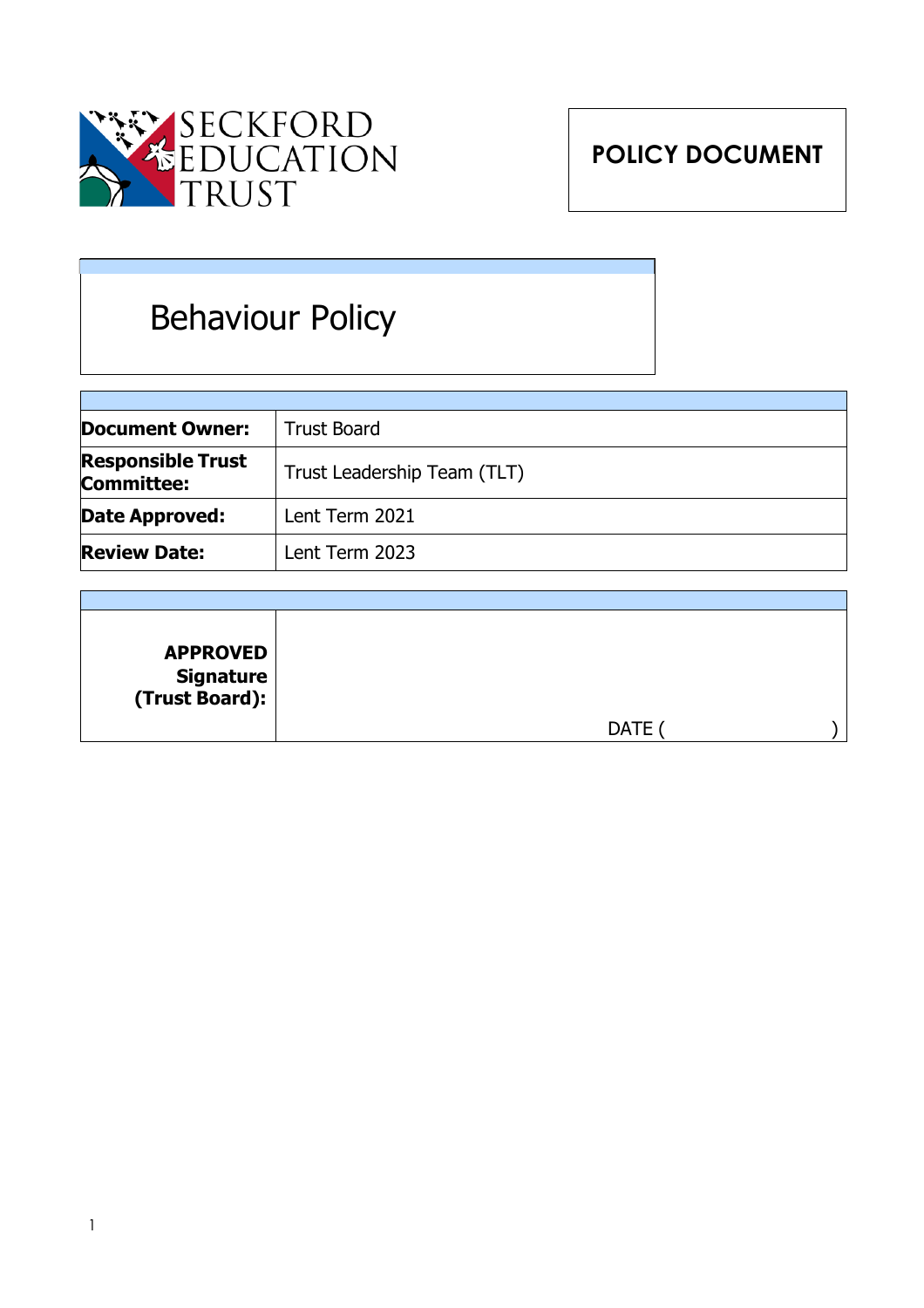SECKFORD EDUCATION TRUST

**POLICY DOCUMENT**

# Behaviour Policy

| | |
|---|---|
| **Document Owner:** | Trust Board |
| **Responsible Trust Committee:** | Trust Leadership Team (TLT) |
| **Date Approved:** | Lent Term 2021 |
| **Review Date:** | Lent Term 2023 |

| | |
|---|---|
| **APPROVED Signature (Trust Board):** | DATE (                    ) |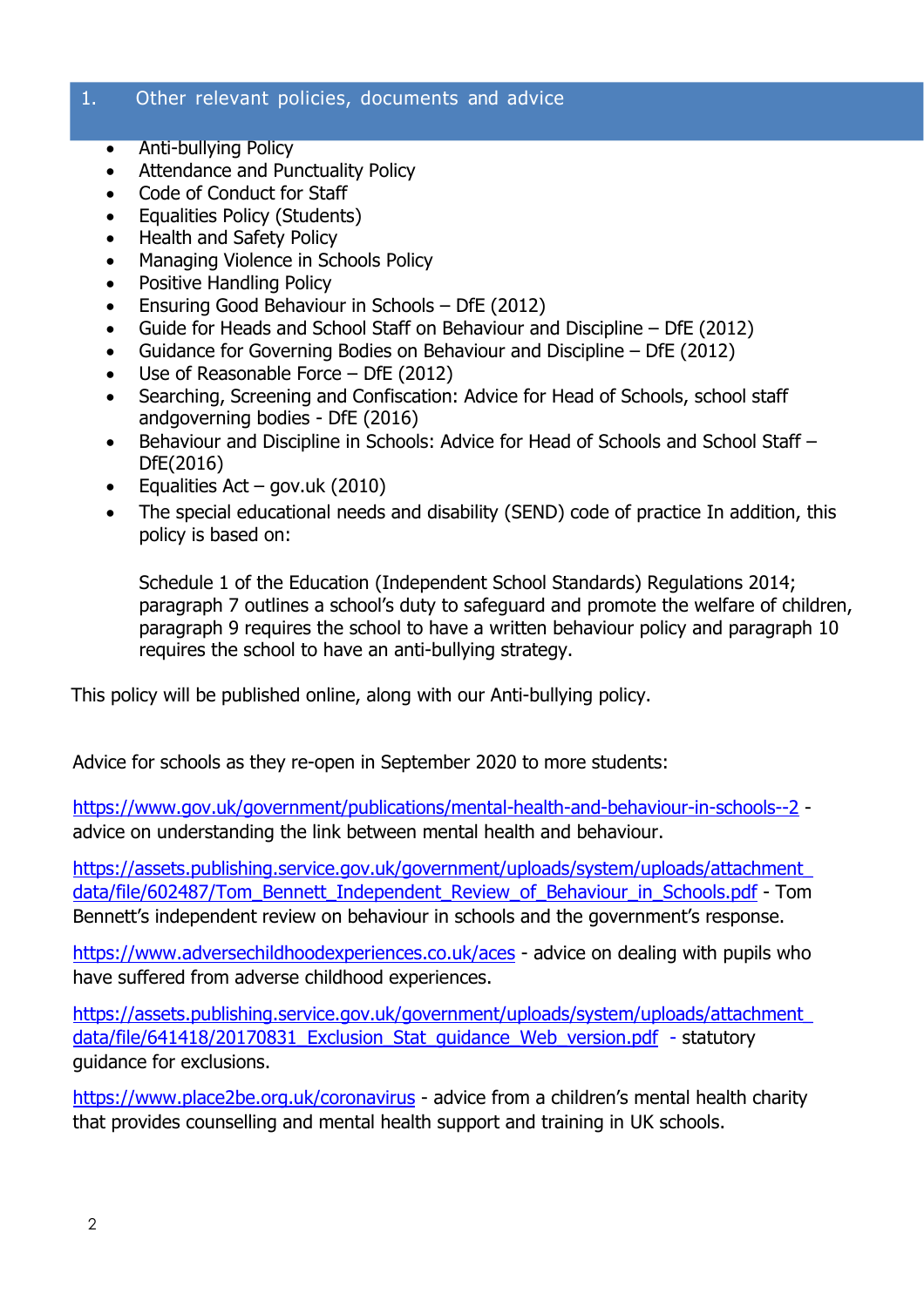## 1. Other relevant policies, documents and advice

- Anti-bullying Policy
- Attendance and Punctuality Policy
- Code of Conduct for Staff
- Equalities Policy (Students)
- Health and Safety Policy
- Managing Violence in Schools Policy
- Positive Handling Policy
- Ensuring Good Behaviour in Schools – DfE (2012)
- Guide for Heads and School Staff on Behaviour and Discipline – DfE (2012)
- Guidance for Governing Bodies on Behaviour and Discipline – DfE (2012)
- Use of Reasonable Force – DfE (2012)
- Searching, Screening and Confiscation: Advice for Head of Schools, school staff andgoverning bodies - DfE (2016)
- Behaviour and Discipline in Schools: Advice for Head of Schools and School Staff – DfE(2016)
- Equalities Act – gov.uk (2010)
- The special educational needs and disability (SEND) code of practice In addition, this policy is based on:

  Schedule 1 of the Education (Independent School Standards) Regulations 2014; paragraph 7 outlines a school's duty to safeguard and promote the welfare of children, paragraph 9 requires the school to have a written behaviour policy and paragraph 10 requires the school to have an anti-bullying strategy.

This policy will be published online, along with our Anti-bullying policy.

Advice for schools as they re-open in September 2020 to more students:

https://www.gov.uk/government/publications/mental-health-and-behaviour-in-schools--2 - advice on understanding the link between mental health and behaviour.

https://assets.publishing.service.gov.uk/government/uploads/system/uploads/attachment_data/file/602487/Tom_Bennett_Independent_Review_of_Behaviour_in_Schools.pdf - Tom Bennett's independent review on behaviour in schools and the government's response.

https://www.adversechildhoodexperiences.co.uk/aces - advice on dealing with pupils who have suffered from adverse childhood experiences.

https://assets.publishing.service.gov.uk/government/uploads/system/uploads/attachment_data/file/641418/20170831_Exclusion_Stat_guidance_Web_version.pdf - statutory guidance for exclusions.

https://www.place2be.org.uk/coronavirus - advice from a children's mental health charity that provides counselling and mental health support and training in UK schools.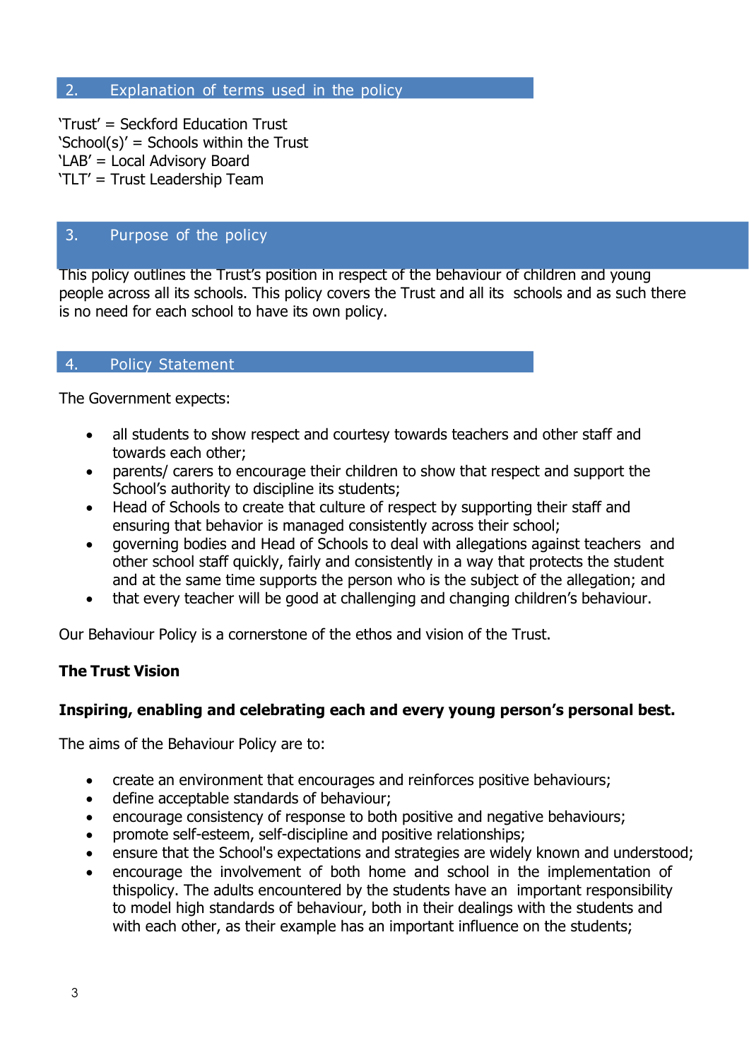## 2. Explanation of terms used in the policy

'Trust' = Seckford Education Trust
'School(s)' = Schools within the Trust
'LAB' = Local Advisory Board
'TLT' = Trust Leadership Team

## 3. Purpose of the policy

This policy outlines the Trust's position in respect of the behaviour of children and young people across all its schools. This policy covers the Trust and all its schools and as such there is no need for each school to have its own policy.

## 4. Policy Statement

The Government expects:

- all students to show respect and courtesy towards teachers and other staff and towards each other;
- parents/ carers to encourage their children to show that respect and support the School's authority to discipline its students;
- Head of Schools to create that culture of respect by supporting their staff and ensuring that behavior is managed consistently across their school;
- governing bodies and Head of Schools to deal with allegations against teachers and other school staff quickly, fairly and consistently in a way that protects the student and at the same time supports the person who is the subject of the allegation; and
- that every teacher will be good at challenging and changing children's behaviour.

Our Behaviour Policy is a cornerstone of the ethos and vision of the Trust.

**The Trust Vision**

**Inspiring, enabling and celebrating each and every young person's personal best.**

The aims of the Behaviour Policy are to:

- create an environment that encourages and reinforces positive behaviours;
- define acceptable standards of behaviour;
- encourage consistency of response to both positive and negative behaviours;
- promote self-esteem, self-discipline and positive relationships;
- ensure that the School's expectations and strategies are widely known and understood;
- encourage the involvement of both home and school in the implementation of thispolicy. The adults encountered by the students have an important responsibility to model high standards of behaviour, both in their dealings with the students and with each other, as their example has an important influence on the students;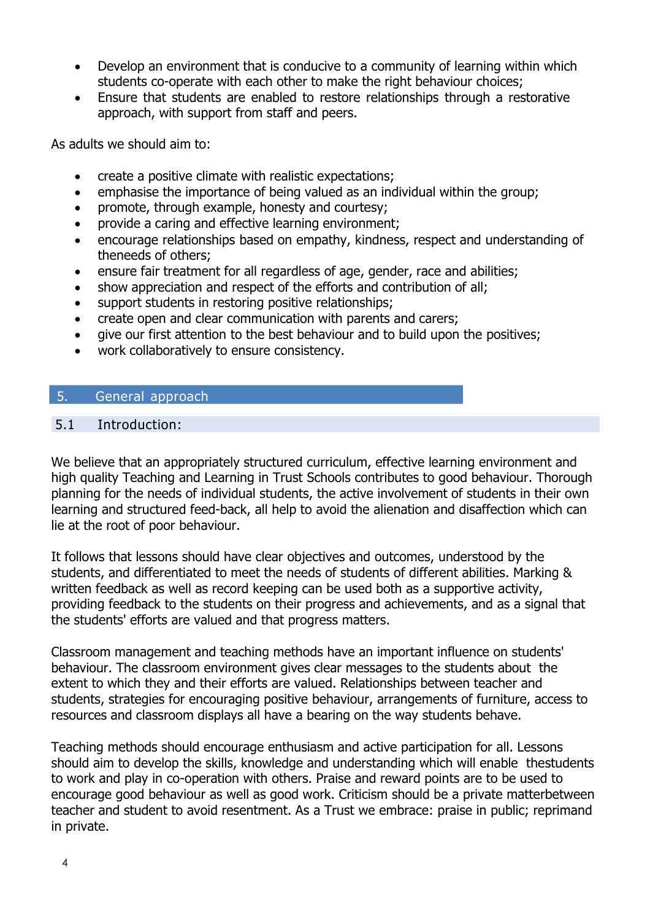- Develop an environment that is conducive to a community of learning within which students co-operate with each other to make the right behaviour choices;
- Ensure that students are enabled to restore relationships through a restorative approach, with support from staff and peers.

As adults we should aim to:

- create a positive climate with realistic expectations;
- emphasise the importance of being valued as an individual within the group;
- promote, through example, honesty and courtesy;
- provide a caring and effective learning environment;
- encourage relationships based on empathy, kindness, respect and understanding of theneeds of others;
- ensure fair treatment for all regardless of age, gender, race and abilities;
- show appreciation and respect of the efforts and contribution of all;
- support students in restoring positive relationships;
- create open and clear communication with parents and carers;
- give our first attention to the best behaviour and to build upon the positives;
- work collaboratively to ensure consistency.

## 5. General approach

### 5.1 Introduction:

We believe that an appropriately structured curriculum, effective learning environment and high quality Teaching and Learning in Trust Schools contributes to good behaviour. Thorough planning for the needs of individual students, the active involvement of students in their own learning and structured feed-back, all help to avoid the alienation and disaffection which can lie at the root of poor behaviour.

It follows that lessons should have clear objectives and outcomes, understood by the students, and differentiated to meet the needs of students of different abilities. Marking & written feedback as well as record keeping can be used both as a supportive activity, providing feedback to the students on their progress and achievements, and as a signal that the students' efforts are valued and that progress matters.

Classroom management and teaching methods have an important influence on students' behaviour. The classroom environment gives clear messages to the students about the extent to which they and their efforts are valued. Relationships between teacher and students, strategies for encouraging positive behaviour, arrangements of furniture, access to resources and classroom displays all have a bearing on the way students behave.

Teaching methods should encourage enthusiasm and active participation for all. Lessons should aim to develop the skills, knowledge and understanding which will enable thestudents to work and play in co-operation with others. Praise and reward points are to be used to encourage good behaviour as well as good work. Criticism should be a private matterbetween teacher and student to avoid resentment. As a Trust we embrace: praise in public; reprimand in private.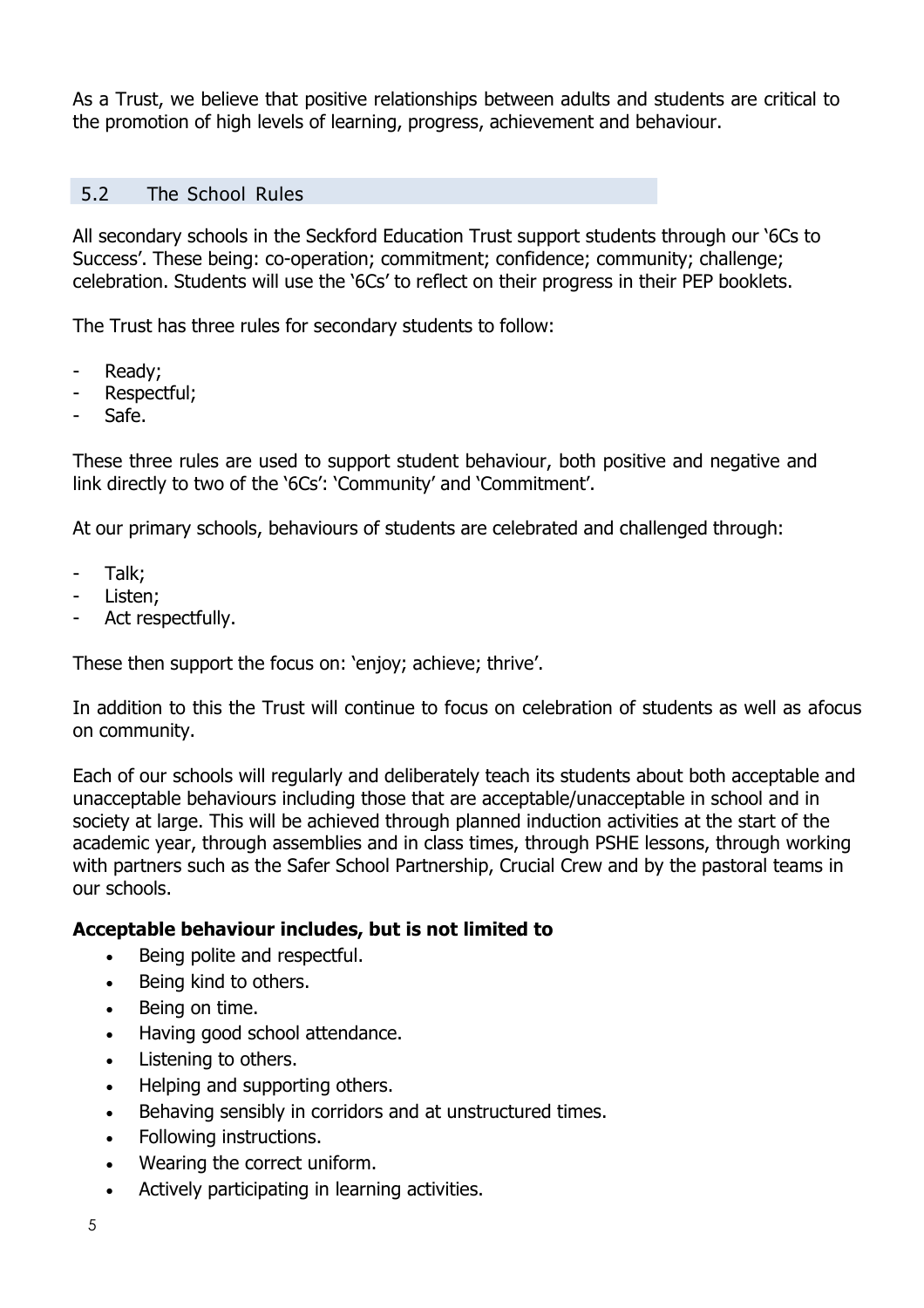As a Trust, we believe that positive relationships between adults and students are critical to the promotion of high levels of learning, progress, achievement and behaviour.

## 5.2 The School Rules

All secondary schools in the Seckford Education Trust support students through our '6Cs to Success'. These being: co-operation; commitment; confidence; community; challenge; celebration. Students will use the '6Cs' to reflect on their progress in their PEP booklets.

The Trust has three rules for secondary students to follow:

- Ready;
- Respectful;
- Safe.

These three rules are used to support student behaviour, both positive and negative and link directly to two of the '6Cs': 'Community' and 'Commitment'.

At our primary schools, behaviours of students are celebrated and challenged through:

- Talk;
- Listen;
- Act respectfully.

These then support the focus on: 'enjoy; achieve; thrive'.

In addition to this the Trust will continue to focus on celebration of students as well as afocus on community.

Each of our schools will regularly and deliberately teach its students about both acceptable and unacceptable behaviours including those that are acceptable/unacceptable in school and in society at large. This will be achieved through planned induction activities at the start of the academic year, through assemblies and in class times, through PSHE lessons, through working with partners such as the Safer School Partnership, Crucial Crew and by the pastoral teams in our schools.

**Acceptable behaviour includes, but is not limited to**

- Being polite and respectful.
- Being kind to others.
- Being on time.
- Having good school attendance.
- Listening to others.
- Helping and supporting others.
- Behaving sensibly in corridors and at unstructured times.
- Following instructions.
- Wearing the correct uniform.
- Actively participating in learning activities.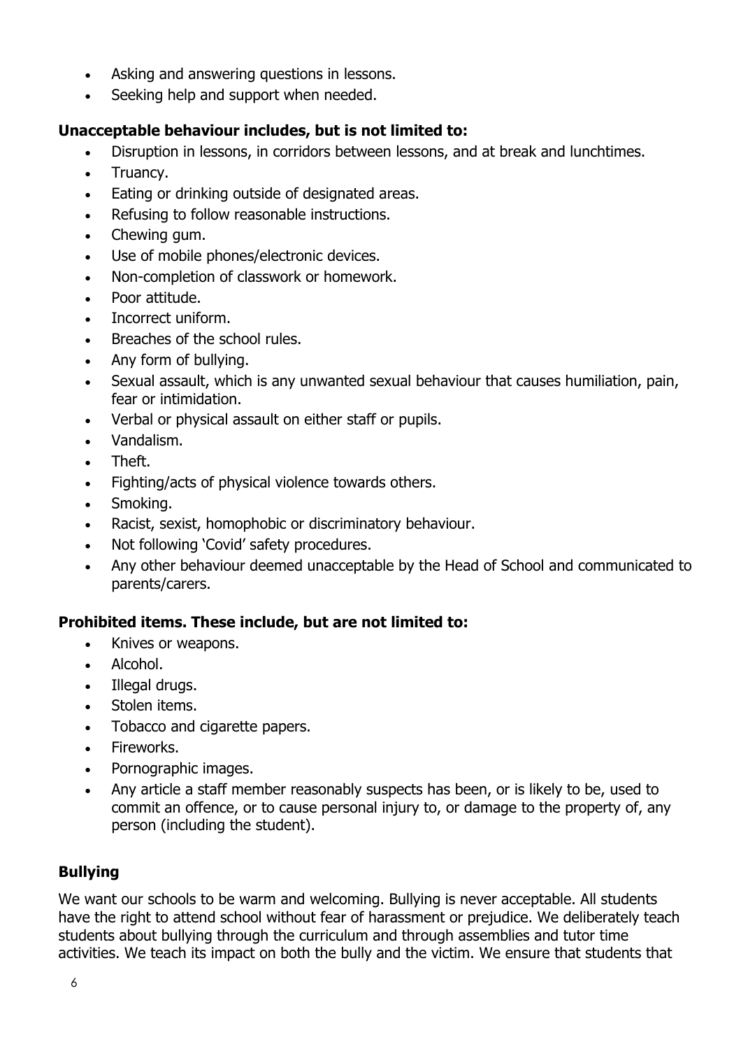- Asking and answering questions in lessons.
- Seeking help and support when needed.

**Unacceptable behaviour includes, but is not limited to:**

- Disruption in lessons, in corridors between lessons, and at break and lunchtimes.
- Truancy.
- Eating or drinking outside of designated areas.
- Refusing to follow reasonable instructions.
- Chewing gum.
- Use of mobile phones/electronic devices.
- Non-completion of classwork or homework.
- Poor attitude.
- Incorrect uniform.
- Breaches of the school rules.
- Any form of bullying.
- Sexual assault, which is any unwanted sexual behaviour that causes humiliation, pain, fear or intimidation.
- Verbal or physical assault on either staff or pupils.
- Vandalism.
- Theft.
- Fighting/acts of physical violence towards others.
- Smoking.
- Racist, sexist, homophobic or discriminatory behaviour.
- Not following 'Covid' safety procedures.
- Any other behaviour deemed unacceptable by the Head of School and communicated to parents/carers.

**Prohibited items. These include, but are not limited to:**

- Knives or weapons.
- Alcohol.
- Illegal drugs.
- Stolen items.
- Tobacco and cigarette papers.
- Fireworks.
- Pornographic images.
- Any article a staff member reasonably suspects has been, or is likely to be, used to commit an offence, or to cause personal injury to, or damage to the property of, any person (including the student).

## Bullying

We want our schools to be warm and welcoming. Bullying is never acceptable. All students have the right to attend school without fear of harassment or prejudice. We deliberately teach students about bullying through the curriculum and through assemblies and tutor time activities. We teach its impact on both the bully and the victim. We ensure that students that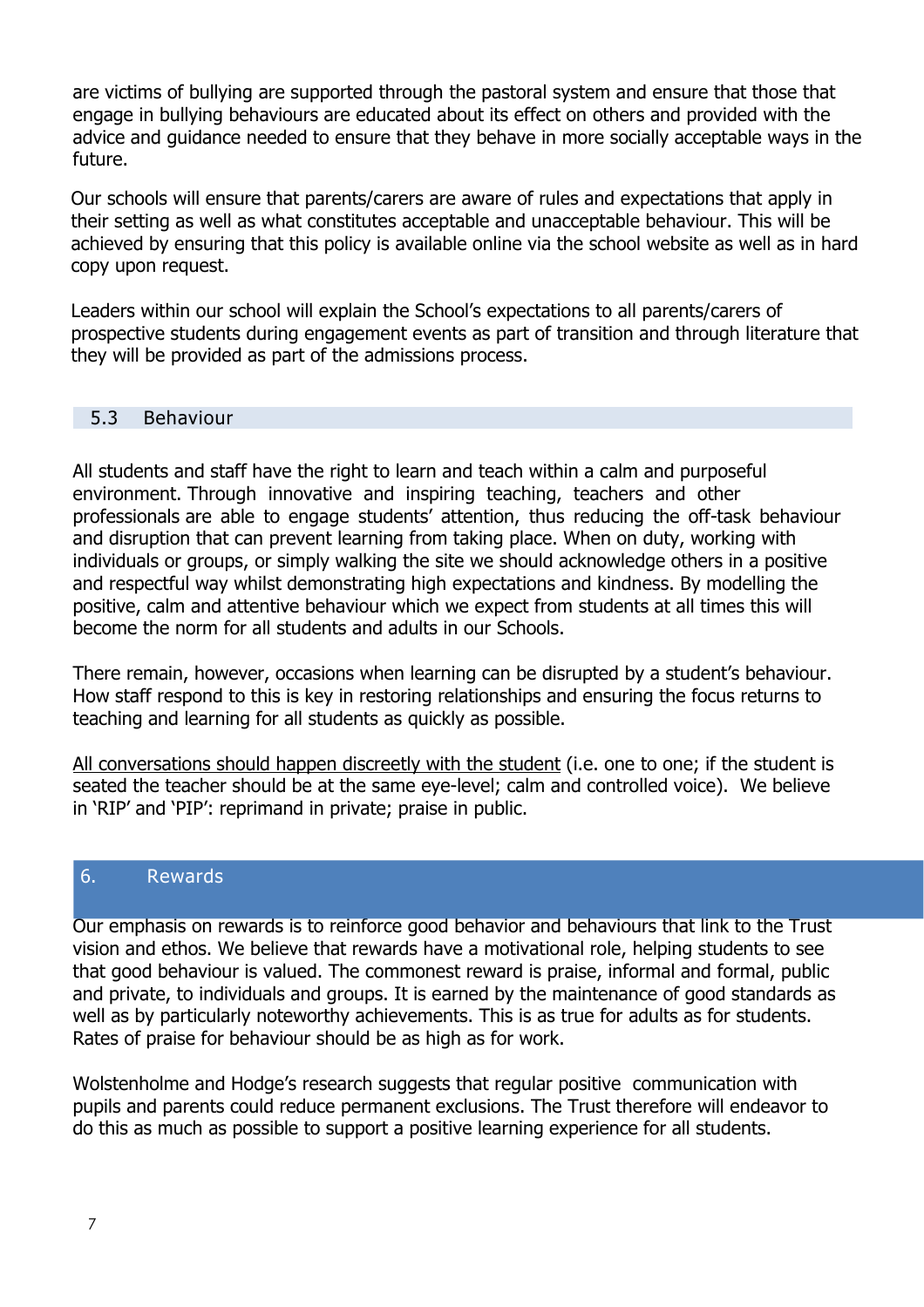are victims of bullying are supported through the pastoral system and ensure that those that engage in bullying behaviours are educated about its effect on others and provided with the advice and guidance needed to ensure that they behave in more socially acceptable ways in the future.

Our schools will ensure that parents/carers are aware of rules and expectations that apply in their setting as well as what constitutes acceptable and unacceptable behaviour. This will be achieved by ensuring that this policy is available online via the school website as well as in hard copy upon request.

Leaders within our school will explain the School's expectations to all parents/carers of prospective students during engagement events as part of transition and through literature that they will be provided as part of the admissions process.

### 5.3 Behaviour

All students and staff have the right to learn and teach within a calm and purposeful environment. Through innovative and inspiring teaching, teachers and other professionals are able to engage students' attention, thus reducing the off-task behaviour and disruption that can prevent learning from taking place. When on duty, working with individuals or groups, or simply walking the site we should acknowledge others in a positive and respectful way whilst demonstrating high expectations and kindness. By modelling the positive, calm and attentive behaviour which we expect from students at all times this will become the norm for all students and adults in our Schools.

There remain, however, occasions when learning can be disrupted by a student's behaviour. How staff respond to this is key in restoring relationships and ensuring the focus returns to teaching and learning for all students as quickly as possible.

<u>All conversations should happen discreetly with the student</u> (i.e. one to one; if the student is seated the teacher should be at the same eye-level; calm and controlled voice). We believe in 'RIP' and 'PIP': reprimand in private; praise in public.

## 6. Rewards

Our emphasis on rewards is to reinforce good behavior and behaviours that link to the Trust vision and ethos. We believe that rewards have a motivational role, helping students to see that good behaviour is valued. The commonest reward is praise, informal and formal, public and private, to individuals and groups. It is earned by the maintenance of good standards as well as by particularly noteworthy achievements. This is as true for adults as for students. Rates of praise for behaviour should be as high as for work.

Wolstenholme and Hodge's research suggests that regular positive communication with pupils and parents could reduce permanent exclusions. The Trust therefore will endeavor to do this as much as possible to support a positive learning experience for all students.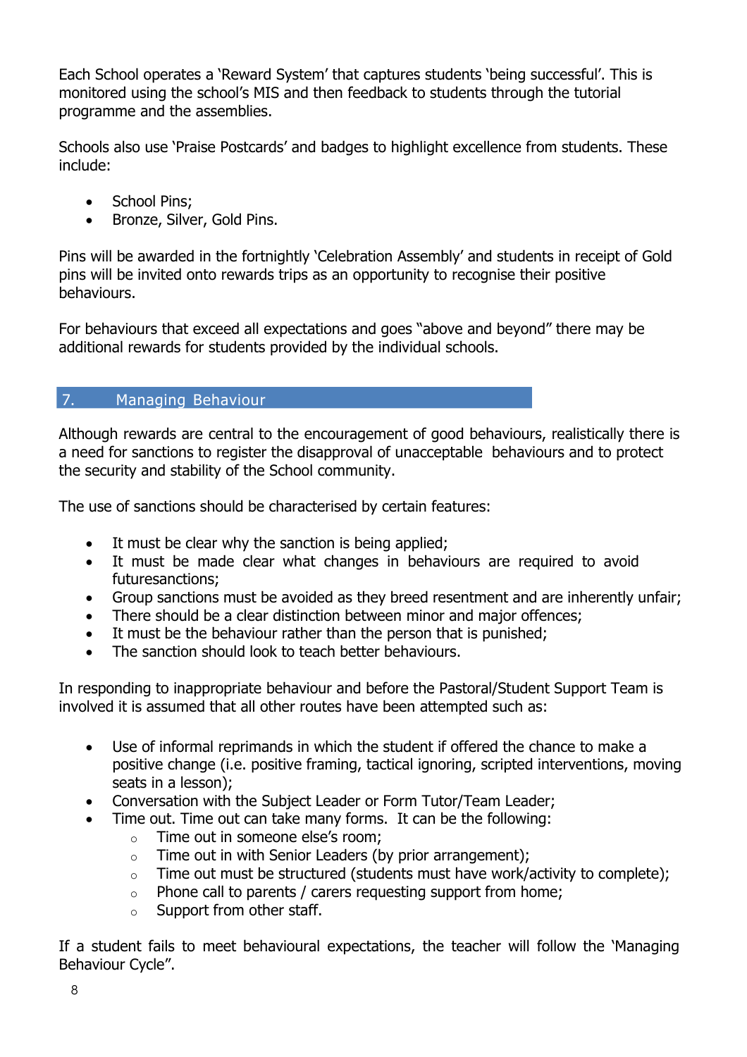Each School operates a 'Reward System' that captures students 'being successful'. This is monitored using the school's MIS and then feedback to students through the tutorial programme and the assemblies.

Schools also use 'Praise Postcards' and badges to highlight excellence from students. These include:

- School Pins;
- Bronze, Silver, Gold Pins.

Pins will be awarded in the fortnightly 'Celebration Assembly' and students in receipt of Gold pins will be invited onto rewards trips as an opportunity to recognise their positive behaviours.

For behaviours that exceed all expectations and goes "above and beyond" there may be additional rewards for students provided by the individual schools.

## 7. Managing Behaviour

Although rewards are central to the encouragement of good behaviours, realistically there is a need for sanctions to register the disapproval of unacceptable behaviours and to protect the security and stability of the School community.

The use of sanctions should be characterised by certain features:

- It must be clear why the sanction is being applied;
- It must be made clear what changes in behaviours are required to avoid futuresanctions;
- Group sanctions must be avoided as they breed resentment and are inherently unfair;
- There should be a clear distinction between minor and major offences;
- It must be the behaviour rather than the person that is punished;
- The sanction should look to teach better behaviours.

In responding to inappropriate behaviour and before the Pastoral/Student Support Team is involved it is assumed that all other routes have been attempted such as:

- Use of informal reprimands in which the student if offered the chance to make a positive change (i.e. positive framing, tactical ignoring, scripted interventions, moving seats in a lesson);
- Conversation with the Subject Leader or Form Tutor/Team Leader;
- Time out. Time out can take many forms. It can be the following:
  - Time out in someone else's room;
  - Time out in with Senior Leaders (by prior arrangement);
  - Time out must be structured (students must have work/activity to complete);
  - Phone call to parents / carers requesting support from home;
  - Support from other staff.

If a student fails to meet behavioural expectations, the teacher will follow the 'Managing Behaviour Cycle".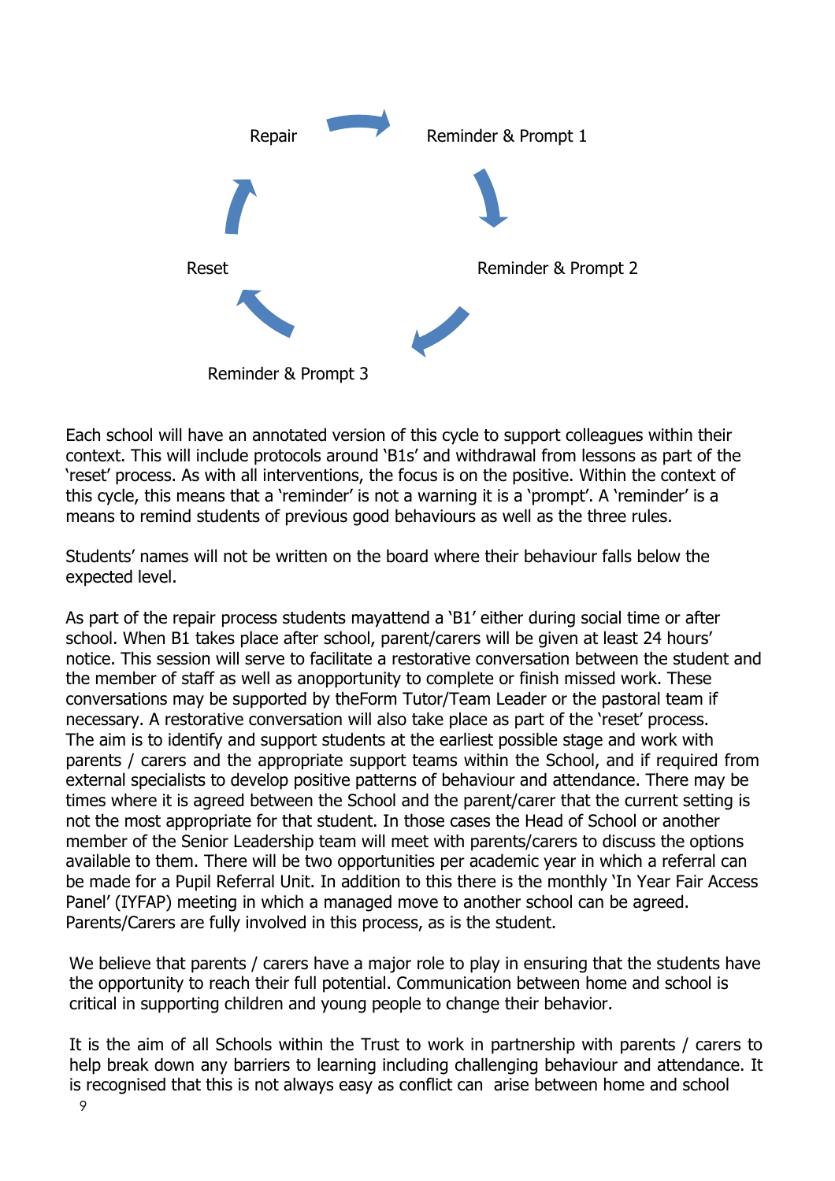Repair → Reminder & Prompt 1 → Reminder & Prompt 2 → Reminder & Prompt 3 → Reset → Repair

Each school will have an annotated version of this cycle to support colleagues within their context. This will include protocols around 'B1s' and withdrawal from lessons as part of the 'reset' process. As with all interventions, the focus is on the positive. Within the context of this cycle, this means that a 'reminder' is not a warning it is a 'prompt'. A 'reminder' is a means to remind students of previous good behaviours as well as the three rules.

Students' names will not be written on the board where their behaviour falls below the expected level.

As part of the repair process students mayattend a 'B1' either during social time or after school. When B1 takes place after school, parent/carers will be given at least 24 hours' notice. This session will serve to facilitate a restorative conversation between the student and the member of staff as well as anopportunity to complete or finish missed work. These conversations may be supported by theForm Tutor/Team Leader or the pastoral team if necessary. A restorative conversation will also take place as part of the 'reset' process. The aim is to identify and support students at the earliest possible stage and work with parents / carers and the appropriate support teams within the School, and if required from external specialists to develop positive patterns of behaviour and attendance. There may be times where it is agreed between the School and the parent/carer that the current setting is not the most appropriate for that student. In those cases the Head of School or another member of the Senior Leadership team will meet with parents/carers to discuss the options available to them. There will be two opportunities per academic year in which a referral can be made for a Pupil Referral Unit. In addition to this there is the monthly 'In Year Fair Access Panel' (IYFAP) meeting in which a managed move to another school can be agreed. Parents/Carers are fully involved in this process, as is the student.

We believe that parents / carers have a major role to play in ensuring that the students have the opportunity to reach their full potential. Communication between home and school is critical in supporting children and young people to change their behavior.

It is the aim of all Schools within the Trust to work in partnership with parents / carers to help break down any barriers to learning including challenging behaviour and attendance. It is recognised that this is not always easy as conflict can arise between home and school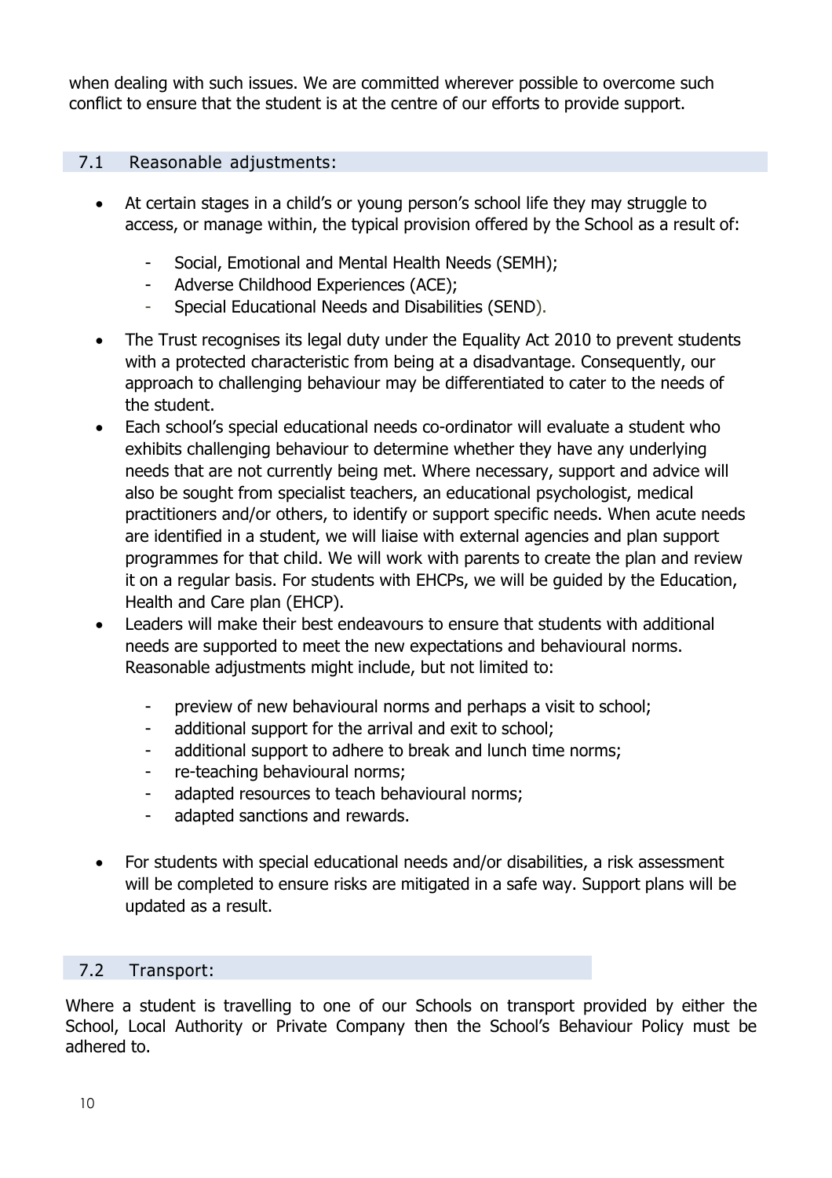when dealing with such issues. We are committed wherever possible to overcome such conflict to ensure that the student is at the centre of our efforts to provide support.

### 7.1 Reasonable adjustments:

- At certain stages in a child's or young person's school life they may struggle to access, or manage within, the typical provision offered by the School as a result of:
  - Social, Emotional and Mental Health Needs (SEMH);
  - Adverse Childhood Experiences (ACE);
  - Special Educational Needs and Disabilities (SEND).
- The Trust recognises its legal duty under the Equality Act 2010 to prevent students with a protected characteristic from being at a disadvantage. Consequently, our approach to challenging behaviour may be differentiated to cater to the needs of the student.
- Each school's special educational needs co-ordinator will evaluate a student who exhibits challenging behaviour to determine whether they have any underlying needs that are not currently being met. Where necessary, support and advice will also be sought from specialist teachers, an educational psychologist, medical practitioners and/or others, to identify or support specific needs. When acute needs are identified in a student, we will liaise with external agencies and plan support programmes for that child. We will work with parents to create the plan and review it on a regular basis. For students with EHCPs, we will be guided by the Education, Health and Care plan (EHCP).
- Leaders will make their best endeavours to ensure that students with additional needs are supported to meet the new expectations and behavioural norms. Reasonable adjustments might include, but not limited to:
  - preview of new behavioural norms and perhaps a visit to school;
  - additional support for the arrival and exit to school;
  - additional support to adhere to break and lunch time norms;
  - re-teaching behavioural norms;
  - adapted resources to teach behavioural norms;
  - adapted sanctions and rewards.
- For students with special educational needs and/or disabilities, a risk assessment will be completed to ensure risks are mitigated in a safe way. Support plans will be updated as a result.

### 7.2 Transport:

Where a student is travelling to one of our Schools on transport provided by either the School, Local Authority or Private Company then the School's Behaviour Policy must be adhered to.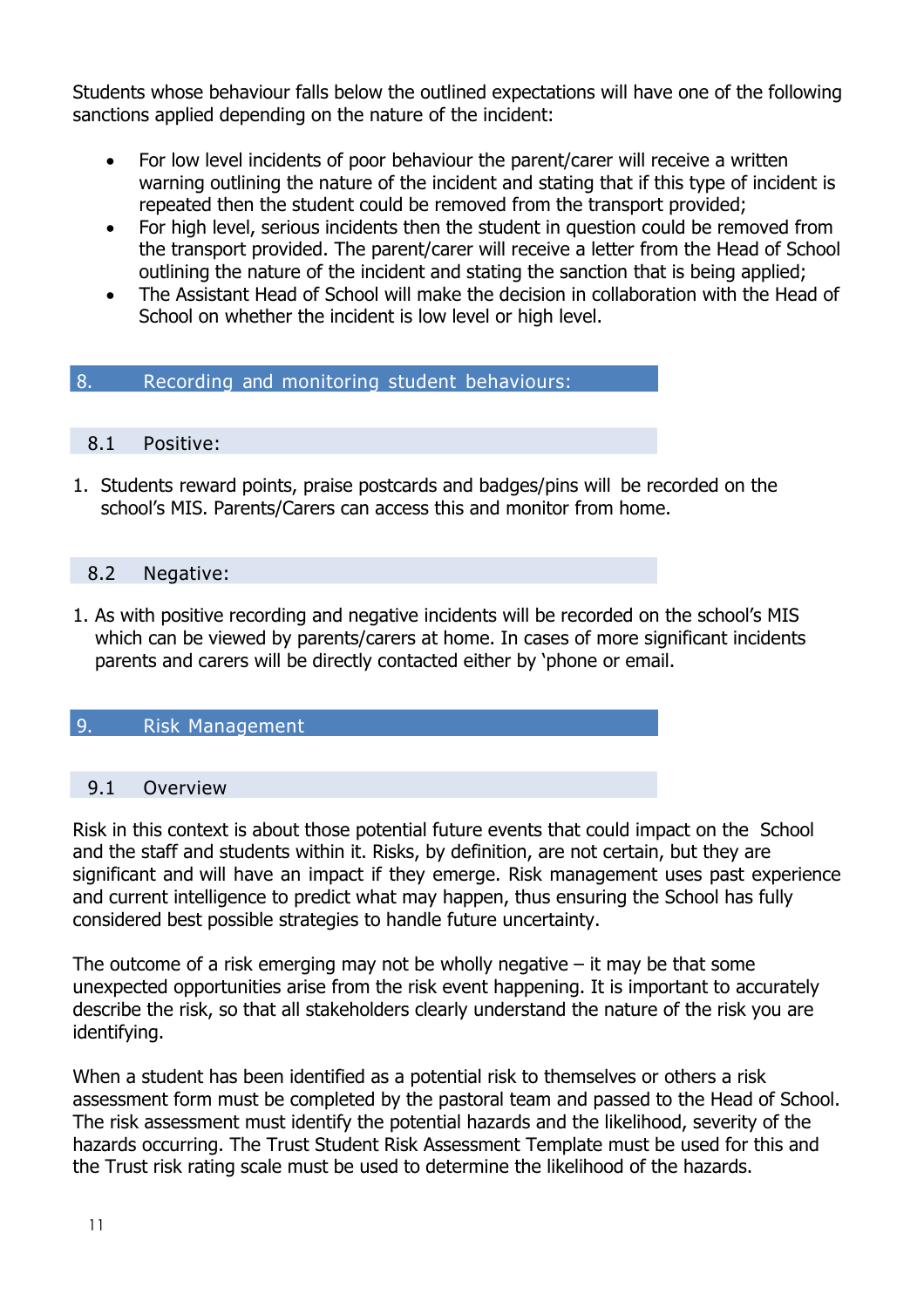Students whose behaviour falls below the outlined expectations will have one of the following sanctions applied depending on the nature of the incident:

- For low level incidents of poor behaviour the parent/carer will receive a written warning outlining the nature of the incident and stating that if this type of incident is repeated then the student could be removed from the transport provided;
- For high level, serious incidents then the student in question could be removed from the transport provided. The parent/carer will receive a letter from the Head of School outlining the nature of the incident and stating the sanction that is being applied;
- The Assistant Head of School will make the decision in collaboration with the Head of School on whether the incident is low level or high level.

## 8. Recording and monitoring student behaviours:

### 8.1 Positive:

1. Students reward points, praise postcards and badges/pins will be recorded on the school's MIS. Parents/Carers can access this and monitor from home.

### 8.2 Negative:

1. As with positive recording and negative incidents will be recorded on the school's MIS which can be viewed by parents/carers at home. In cases of more significant incidents parents and carers will be directly contacted either by 'phone or email.

## 9. Risk Management

### 9.1 Overview

Risk in this context is about those potential future events that could impact on the School and the staff and students within it. Risks, by definition, are not certain, but they are significant and will have an impact if they emerge. Risk management uses past experience and current intelligence to predict what may happen, thus ensuring the School has fully considered best possible strategies to handle future uncertainty.

The outcome of a risk emerging may not be wholly negative – it may be that some unexpected opportunities arise from the risk event happening. It is important to accurately describe the risk, so that all stakeholders clearly understand the nature of the risk you are identifying.

When a student has been identified as a potential risk to themselves or others a risk assessment form must be completed by the pastoral team and passed to the Head of School. The risk assessment must identify the potential hazards and the likelihood, severity of the hazards occurring. The Trust Student Risk Assessment Template must be used for this and the Trust risk rating scale must be used to determine the likelihood of the hazards.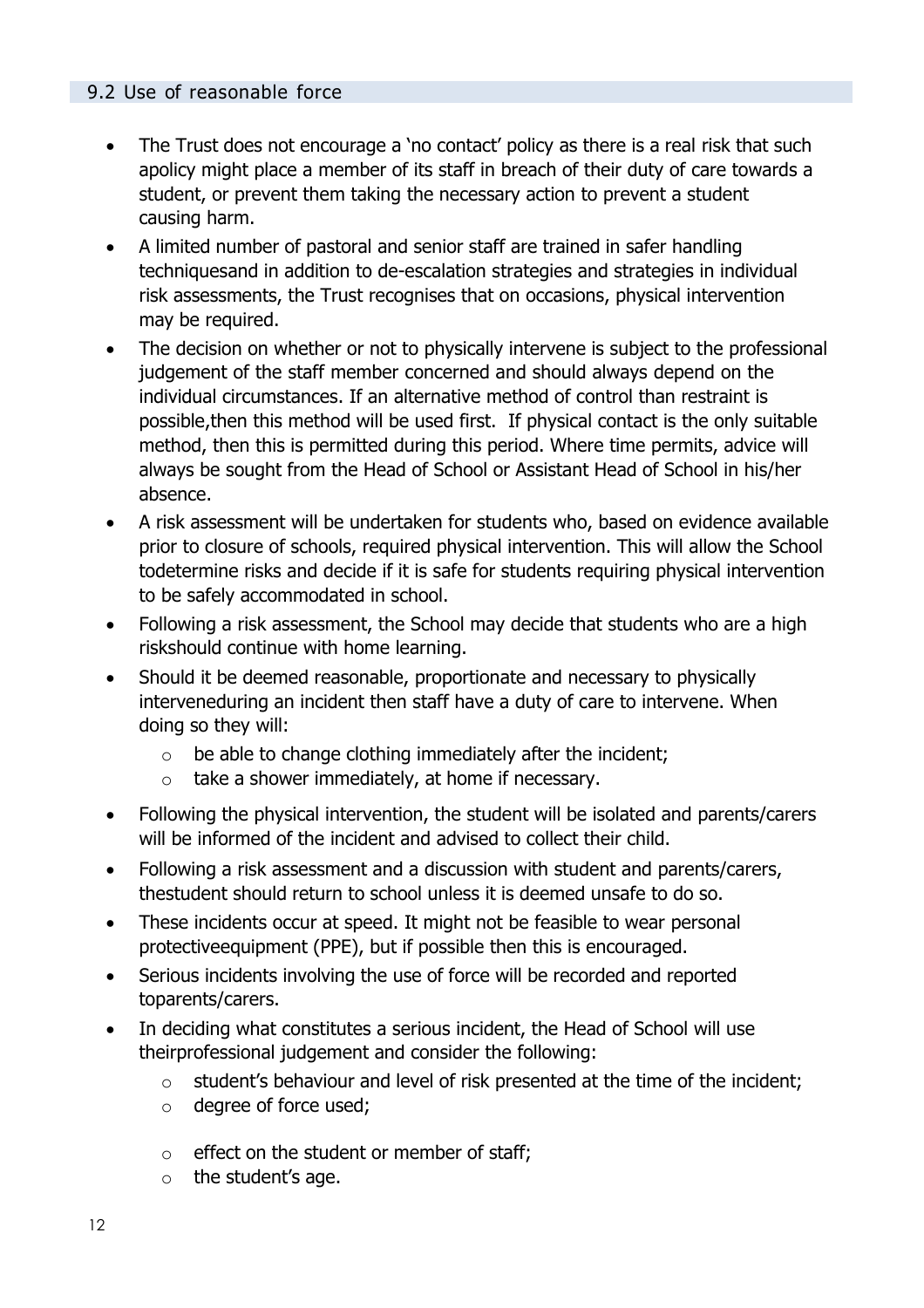## 9.2 Use of reasonable force

- The Trust does not encourage a 'no contact' policy as there is a real risk that such apolicy might place a member of its staff in breach of their duty of care towards a student, or prevent them taking the necessary action to prevent a student causing harm.
- A limited number of pastoral and senior staff are trained in safer handling techniquesand in addition to de-escalation strategies and strategies in individual risk assessments, the Trust recognises that on occasions, physical intervention may be required.
- The decision on whether or not to physically intervene is subject to the professional judgement of the staff member concerned and should always depend on the individual circumstances. If an alternative method of control than restraint is possible,then this method will be used first. If physical contact is the only suitable method, then this is permitted during this period. Where time permits, advice will always be sought from the Head of School or Assistant Head of School in his/her absence.
- A risk assessment will be undertaken for students who, based on evidence available prior to closure of schools, required physical intervention. This will allow the School todetermine risks and decide if it is safe for students requiring physical intervention to be safely accommodated in school.
- Following a risk assessment, the School may decide that students who are a high riskshould continue with home learning.
- Should it be deemed reasonable, proportionate and necessary to physically interveneduring an incident then staff have a duty of care to intervene. When doing so they will:
    - be able to change clothing immediately after the incident;
    - take a shower immediately, at home if necessary.
- Following the physical intervention, the student will be isolated and parents/carers will be informed of the incident and advised to collect their child.
- Following a risk assessment and a discussion with student and parents/carers, thestudent should return to school unless it is deemed unsafe to do so.
- These incidents occur at speed. It might not be feasible to wear personal protectiveequipment (PPE), but if possible then this is encouraged.
- Serious incidents involving the use of force will be recorded and reported toparents/carers.
- In deciding what constitutes a serious incident, the Head of School will use theirprofessional judgement and consider the following:
    - student's behaviour and level of risk presented at the time of the incident;
    - degree of force used;
    - effect on the student or member of staff;
    - the student's age.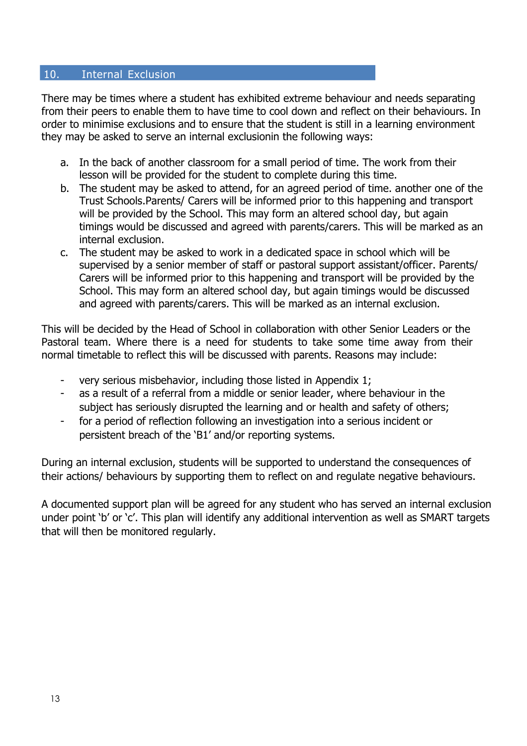## 10. Internal Exclusion

There may be times where a student has exhibited extreme behaviour and needs separating from their peers to enable them to have time to cool down and reflect on their behaviours. In order to minimise exclusions and to ensure that the student is still in a learning environment they may be asked to serve an internal exclusionin the following ways:

a. In the back of another classroom for a small period of time. The work from their lesson will be provided for the student to complete during this time.
b. The student may be asked to attend, for an agreed period of time. another one of the Trust Schools.Parents/ Carers will be informed prior to this happening and transport will be provided by the School. This may form an altered school day, but again timings would be discussed and agreed with parents/carers. This will be marked as an internal exclusion.
c. The student may be asked to work in a dedicated space in school which will be supervised by a senior member of staff or pastoral support assistant/officer. Parents/ Carers will be informed prior to this happening and transport will be provided by the School. This may form an altered school day, but again timings would be discussed and agreed with parents/carers. This will be marked as an internal exclusion.

This will be decided by the Head of School in collaboration with other Senior Leaders or the Pastoral team. Where there is a need for students to take some time away from their normal timetable to reflect this will be discussed with parents. Reasons may include:

- very serious misbehavior, including those listed in Appendix 1;
- as a result of a referral from a middle or senior leader, where behaviour in the subject has seriously disrupted the learning and or health and safety of others;
- for a period of reflection following an investigation into a serious incident or persistent breach of the 'B1' and/or reporting systems.

During an internal exclusion, students will be supported to understand the consequences of their actions/ behaviours by supporting them to reflect on and regulate negative behaviours.

A documented support plan will be agreed for any student who has served an internal exclusion under point 'b' or 'c'. This plan will identify any additional intervention as well as SMART targets that will then be monitored regularly.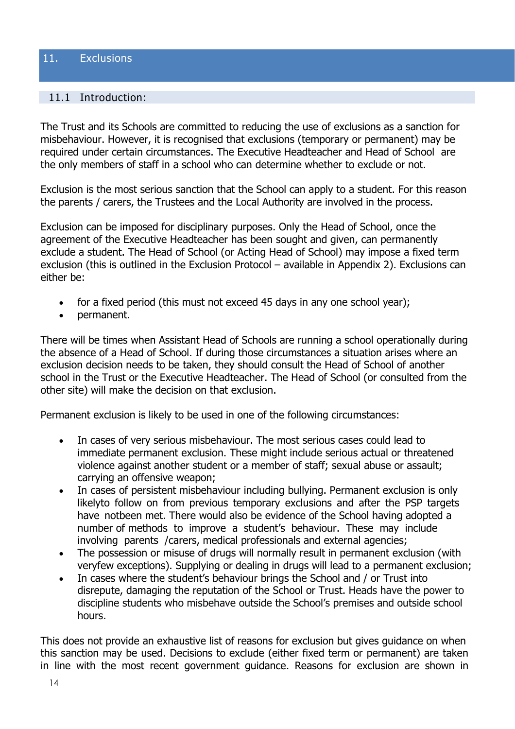## 11. Exclusions

### 11.1 Introduction:

The Trust and its Schools are committed to reducing the use of exclusions as a sanction for misbehaviour. However, it is recognised that exclusions (temporary or permanent) may be required under certain circumstances. The Executive Headteacher and Head of School are the only members of staff in a school who can determine whether to exclude or not.

Exclusion is the most serious sanction that the School can apply to a student. For this reason the parents / carers, the Trustees and the Local Authority are involved in the process.

Exclusion can be imposed for disciplinary purposes. Only the Head of School, once the agreement of the Executive Headteacher has been sought and given, can permanently exclude a student. The Head of School (or Acting Head of School) may impose a fixed term exclusion (this is outlined in the Exclusion Protocol – available in Appendix 2). Exclusions can either be:

- for a fixed period (this must not exceed 45 days in any one school year);
- permanent.

There will be times when Assistant Head of Schools are running a school operationally during the absence of a Head of School. If during those circumstances a situation arises where an exclusion decision needs to be taken, they should consult the Head of School of another school in the Trust or the Executive Headteacher. The Head of School (or consulted from the other site) will make the decision on that exclusion.

Permanent exclusion is likely to be used in one of the following circumstances:

- In cases of very serious misbehaviour. The most serious cases could lead to immediate permanent exclusion. These might include serious actual or threatened violence against another student or a member of staff; sexual abuse or assault; carrying an offensive weapon;
- In cases of persistent misbehaviour including bullying. Permanent exclusion is only likelyto follow on from previous temporary exclusions and after the PSP targets have notbeen met. There would also be evidence of the School having adopted a number of methods to improve a student's behaviour. These may include involving parents /carers, medical professionals and external agencies;
- The possession or misuse of drugs will normally result in permanent exclusion (with veryfew exceptions). Supplying or dealing in drugs will lead to a permanent exclusion;
- In cases where the student's behaviour brings the School and / or Trust into disrepute, damaging the reputation of the School or Trust. Heads have the power to discipline students who misbehave outside the School's premises and outside school hours.

This does not provide an exhaustive list of reasons for exclusion but gives guidance on when this sanction may be used. Decisions to exclude (either fixed term or permanent) are taken in line with the most recent government guidance. Reasons for exclusion are shown in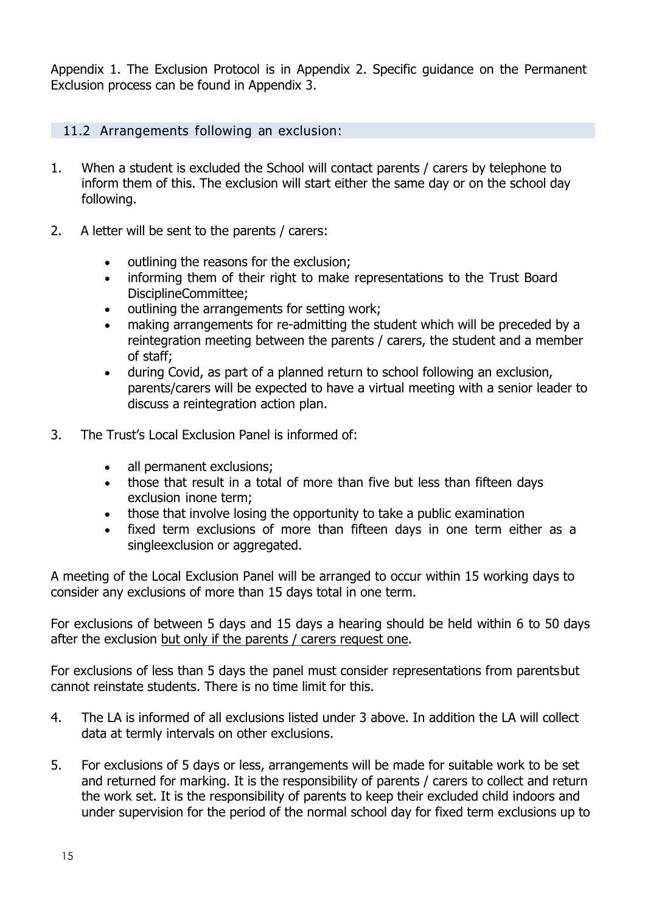Appendix 1. The Exclusion Protocol is in Appendix 2. Specific guidance on the Permanent Exclusion process can be found in Appendix 3.

### 11.2 Arrangements following an exclusion:

1. When a student is excluded the School will contact parents / carers by telephone to inform them of this. The exclusion will start either the same day or on the school day following.

2. A letter will be sent to the parents / carers:

    - outlining the reasons for the exclusion;
    - informing them of their right to make representations to the Trust Board DisciplineCommittee;
    - outlining the arrangements for setting work;
    - making arrangements for re-admitting the student which will be preceded by a reintegration meeting between the parents / carers, the student and a member of staff;
    - during Covid, as part of a planned return to school following an exclusion, parents/carers will be expected to have a virtual meeting with a senior leader to discuss a reintegration action plan.

3. The Trust's Local Exclusion Panel is informed of:

    - all permanent exclusions;
    - those that result in a total of more than five but less than fifteen days exclusion inone term;
    - those that involve losing the opportunity to take a public examination
    - fixed term exclusions of more than fifteen days in one term either as a singleexclusion or aggregated.

A meeting of the Local Exclusion Panel will be arranged to occur within 15 working days to consider any exclusions of more than 15 days total in one term.

For exclusions of between 5 days and 15 days a hearing should be held within 6 to 50 days after the exclusion <u>but only if the parents / carers request one</u>.

For exclusions of less than 5 days the panel must consider representations from parentsbut cannot reinstate students. There is no time limit for this.

4. The LA is informed of all exclusions listed under 3 above. In addition the LA will collect data at termly intervals on other exclusions.

5. For exclusions of 5 days or less, arrangements will be made for suitable work to be set and returned for marking. It is the responsibility of parents / carers to collect and return the work set. It is the responsibility of parents to keep their excluded child indoors and under supervision for the period of the normal school day for fixed term exclusions up to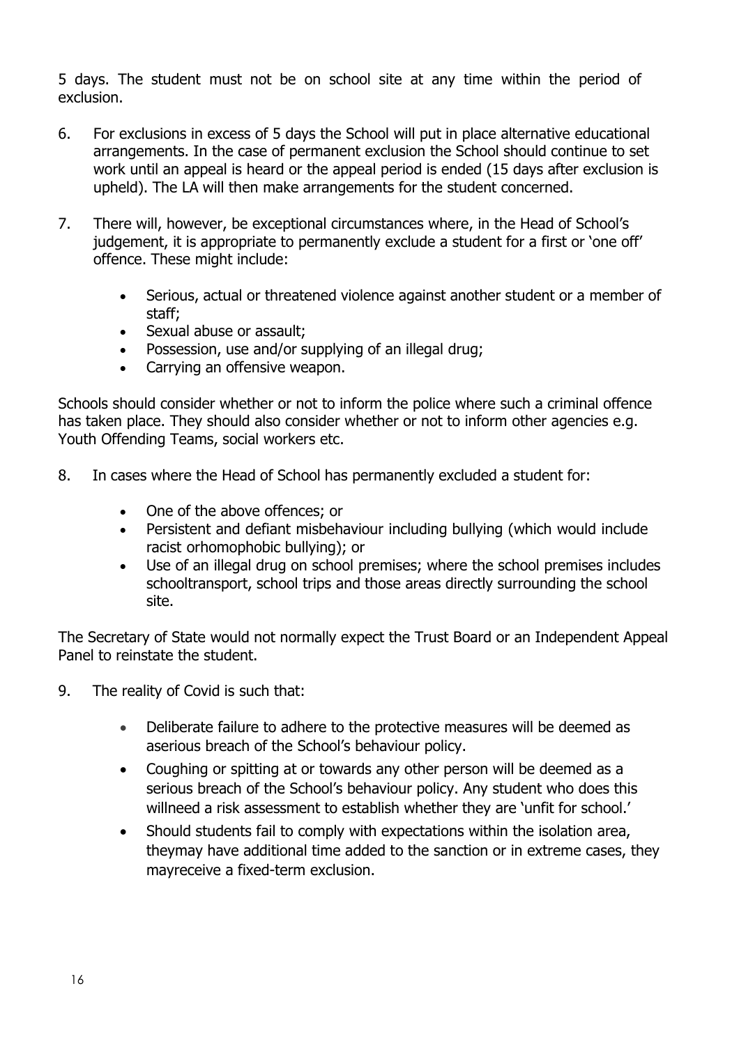5 days. The student must not be on school site at any time within the period of exclusion.

6. For exclusions in excess of 5 days the School will put in place alternative educational arrangements. In the case of permanent exclusion the School should continue to set work until an appeal is heard or the appeal period is ended (15 days after exclusion is upheld). The LA will then make arrangements for the student concerned.

7. There will, however, be exceptional circumstances where, in the Head of School's judgement, it is appropriate to permanently exclude a student for a first or 'one off' offence. These might include:

   - Serious, actual or threatened violence against another student or a member of staff;
   - Sexual abuse or assault;
   - Possession, use and/or supplying of an illegal drug;
   - Carrying an offensive weapon.

Schools should consider whether or not to inform the police where such a criminal offence has taken place. They should also consider whether or not to inform other agencies e.g. Youth Offending Teams, social workers etc.

8. In cases where the Head of School has permanently excluded a student for:

   - One of the above offences; or
   - Persistent and defiant misbehaviour including bullying (which would include racist orhomophobic bullying); or
   - Use of an illegal drug on school premises; where the school premises includes schooltransport, school trips and those areas directly surrounding the school site.

The Secretary of State would not normally expect the Trust Board or an Independent Appeal Panel to reinstate the student.

9. The reality of Covid is such that:

   - Deliberate failure to adhere to the protective measures will be deemed as aserious breach of the School's behaviour policy.
   - Coughing or spitting at or towards any other person will be deemed as a serious breach of the School's behaviour policy. Any student who does this willneed a risk assessment to establish whether they are 'unfit for school.'
   - Should students fail to comply with expectations within the isolation area, theymay have additional time added to the sanction or in extreme cases, they mayreceive a fixed-term exclusion.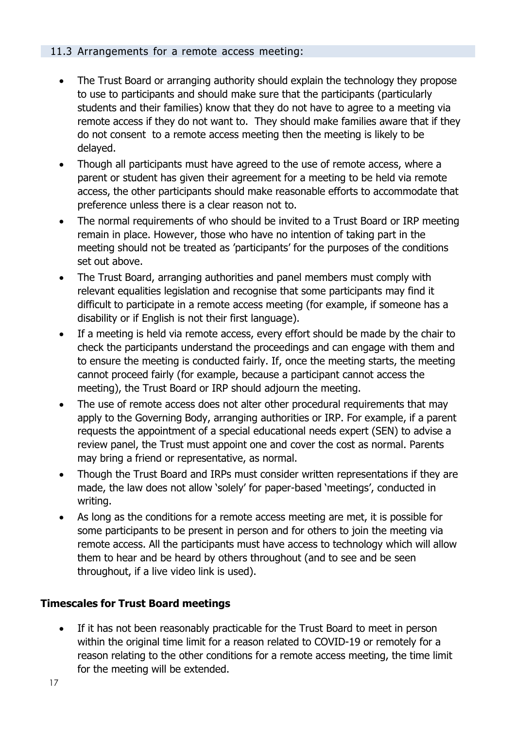### 11.3 Arrangements for a remote access meeting:

- The Trust Board or arranging authority should explain the technology they propose to use to participants and should make sure that the participants (particularly students and their families) know that they do not have to agree to a meeting via remote access if they do not want to. They should make families aware that if they do not consent to a remote access meeting then the meeting is likely to be delayed.
- Though all participants must have agreed to the use of remote access, where a parent or student has given their agreement for a meeting to be held via remote access, the other participants should make reasonable efforts to accommodate that preference unless there is a clear reason not to.
- The normal requirements of who should be invited to a Trust Board or IRP meeting remain in place. However, those who have no intention of taking part in the meeting should not be treated as 'participants' for the purposes of the conditions set out above.
- The Trust Board, arranging authorities and panel members must comply with relevant equalities legislation and recognise that some participants may find it difficult to participate in a remote access meeting (for example, if someone has a disability or if English is not their first language).
- If a meeting is held via remote access, every effort should be made by the chair to check the participants understand the proceedings and can engage with them and to ensure the meeting is conducted fairly. If, once the meeting starts, the meeting cannot proceed fairly (for example, because a participant cannot access the meeting), the Trust Board or IRP should adjourn the meeting.
- The use of remote access does not alter other procedural requirements that may apply to the Governing Body, arranging authorities or IRP. For example, if a parent requests the appointment of a special educational needs expert (SEN) to advise a review panel, the Trust must appoint one and cover the cost as normal. Parents may bring a friend or representative, as normal.
- Though the Trust Board and IRPs must consider written representations if they are made, the law does not allow 'solely' for paper-based 'meetings', conducted in writing.
- As long as the conditions for a remote access meeting are met, it is possible for some participants to be present in person and for others to join the meeting via remote access. All the participants must have access to technology which will allow them to hear and be heard by others throughout (and to see and be seen throughout, if a live video link is used).

**Timescales for Trust Board meetings**

- If it has not been reasonably practicable for the Trust Board to meet in person within the original time limit for a reason related to COVID-19 or remotely for a reason relating to the other conditions for a remote access meeting, the time limit for the meeting will be extended.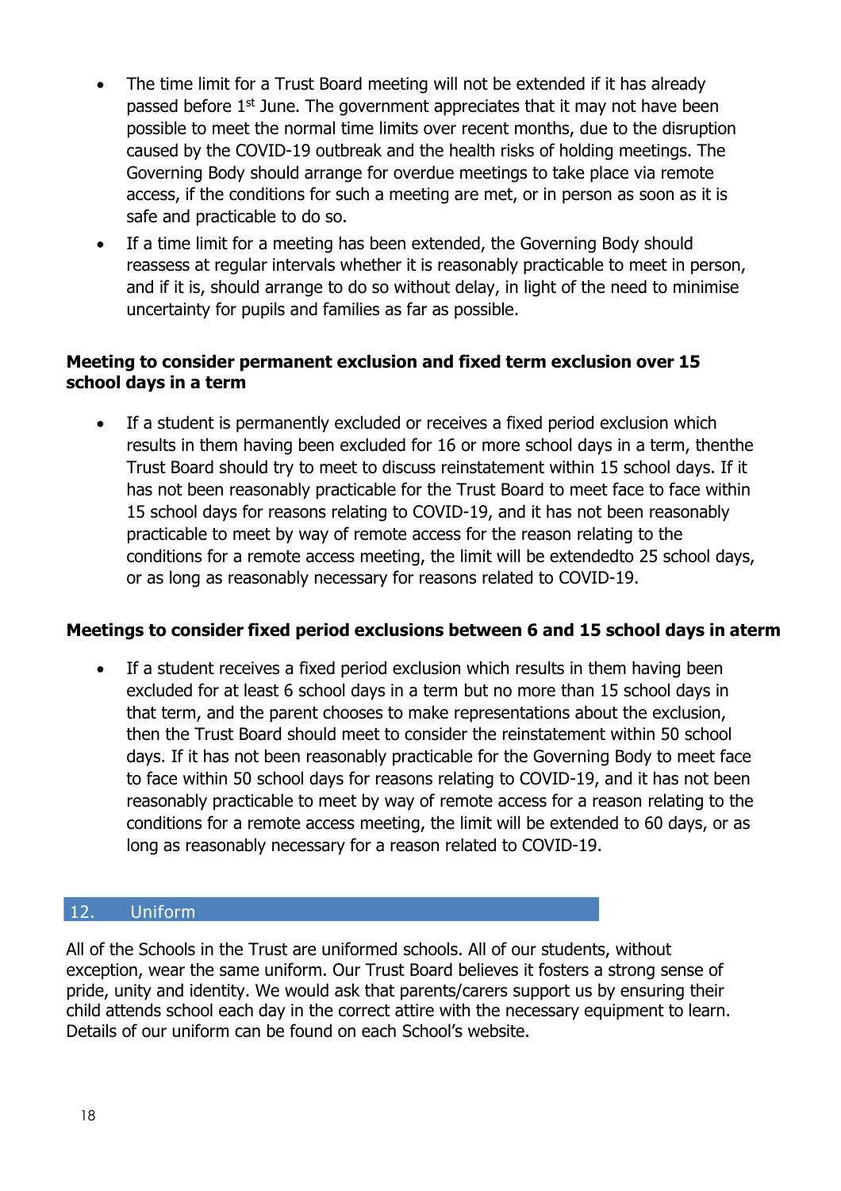- The time limit for a Trust Board meeting will not be extended if it has already passed before 1st June. The government appreciates that it may not have been possible to meet the normal time limits over recent months, due to the disruption caused by the COVID-19 outbreak and the health risks of holding meetings. The Governing Body should arrange for overdue meetings to take place via remote access, if the conditions for such a meeting are met, or in person as soon as it is safe and practicable to do so.
- If a time limit for a meeting has been extended, the Governing Body should reassess at regular intervals whether it is reasonably practicable to meet in person, and if it is, should arrange to do so without delay, in light of the need to minimise uncertainty for pupils and families as far as possible.

**Meeting to consider permanent exclusion and fixed term exclusion over 15 school days in a term**

- If a student is permanently excluded or receives a fixed period exclusion which results in them having been excluded for 16 or more school days in a term, thenthe Trust Board should try to meet to discuss reinstatement within 15 school days. If it has not been reasonably practicable for the Trust Board to meet face to face within 15 school days for reasons relating to COVID-19, and it has not been reasonably practicable to meet by way of remote access for the reason relating to the conditions for a remote access meeting, the limit will be extendedto 25 school days, or as long as reasonably necessary for reasons related to COVID-19.

**Meetings to consider fixed period exclusions between 6 and 15 school days in aterm**

- If a student receives a fixed period exclusion which results in them having been excluded for at least 6 school days in a term but no more than 15 school days in that term, and the parent chooses to make representations about the exclusion, then the Trust Board should meet to consider the reinstatement within 50 school days. If it has not been reasonably practicable for the Governing Body to meet face to face within 50 school days for reasons relating to COVID-19, and it has not been reasonably practicable to meet by way of remote access for a reason relating to the conditions for a remote access meeting, the limit will be extended to 60 days, or as long as reasonably necessary for a reason related to COVID-19.

## 12. Uniform

All of the Schools in the Trust are uniformed schools. All of our students, without exception, wear the same uniform. Our Trust Board believes it fosters a strong sense of pride, unity and identity. We would ask that parents/carers support us by ensuring their child attends school each day in the correct attire with the necessary equipment to learn. Details of our uniform can be found on each School's website.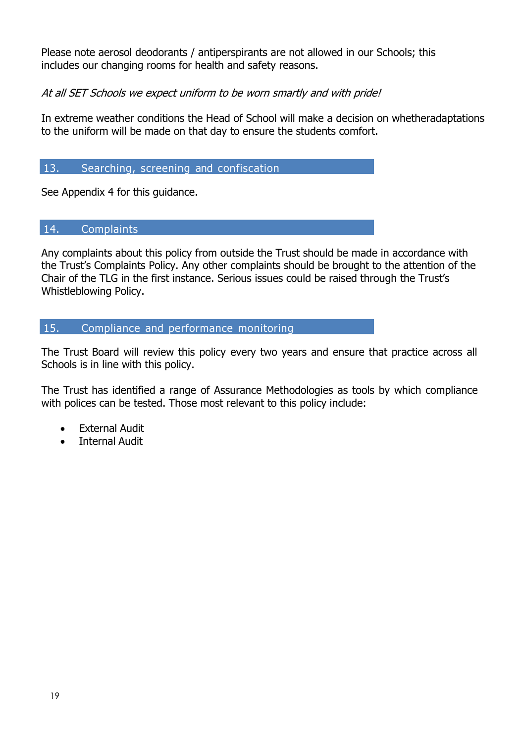Please note aerosol deodorants / antiperspirants are not allowed in our Schools; this includes our changing rooms for health and safety reasons.

*At all SET Schools we expect uniform to be worn smartly and with pride!*

In extreme weather conditions the Head of School will make a decision on whetheradaptations to the uniform will be made on that day to ensure the students comfort.

## 13. Searching, screening and confiscation

See Appendix 4 for this guidance.

## 14. Complaints

Any complaints about this policy from outside the Trust should be made in accordance with the Trust's Complaints Policy. Any other complaints should be brought to the attention of the Chair of the TLG in the first instance. Serious issues could be raised through the Trust's Whistleblowing Policy.

## 15. Compliance and performance monitoring

The Trust Board will review this policy every two years and ensure that practice across all Schools is in line with this policy.

The Trust has identified a range of Assurance Methodologies as tools by which compliance with polices can be tested. Those most relevant to this policy include:

- External Audit
- Internal Audit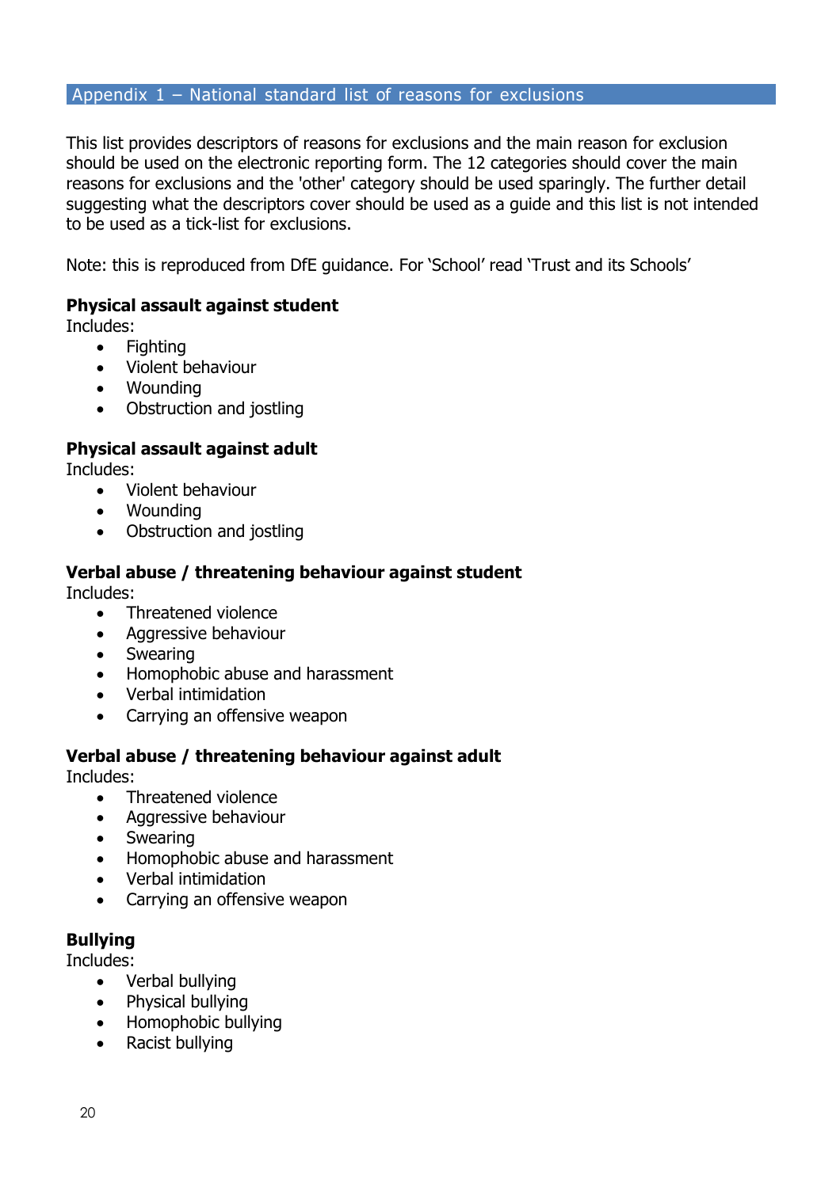## Appendix 1 – National standard list of reasons for exclusions

This list provides descriptors of reasons for exclusions and the main reason for exclusion should be used on the electronic reporting form. The 12 categories should cover the main reasons for exclusions and the 'other' category should be used sparingly. The further detail suggesting what the descriptors cover should be used as a guide and this list is not intended to be used as a tick-list for exclusions.

Note: this is reproduced from DfE guidance. For 'School' read 'Trust and its Schools'

**Physical assault against student**
Includes:

- Fighting
- Violent behaviour
- Wounding
- Obstruction and jostling

**Physical assault against adult**
Includes:

- Violent behaviour
- Wounding
- Obstruction and jostling

**Verbal abuse / threatening behaviour against student**
Includes:

- Threatened violence
- Aggressive behaviour
- Swearing
- Homophobic abuse and harassment
- Verbal intimidation
- Carrying an offensive weapon

**Verbal abuse / threatening behaviour against adult**
Includes:

- Threatened violence
- Aggressive behaviour
- Swearing
- Homophobic abuse and harassment
- Verbal intimidation
- Carrying an offensive weapon

**Bullying**
Includes:

- Verbal bullying
- Physical bullying
- Homophobic bullying
- Racist bullying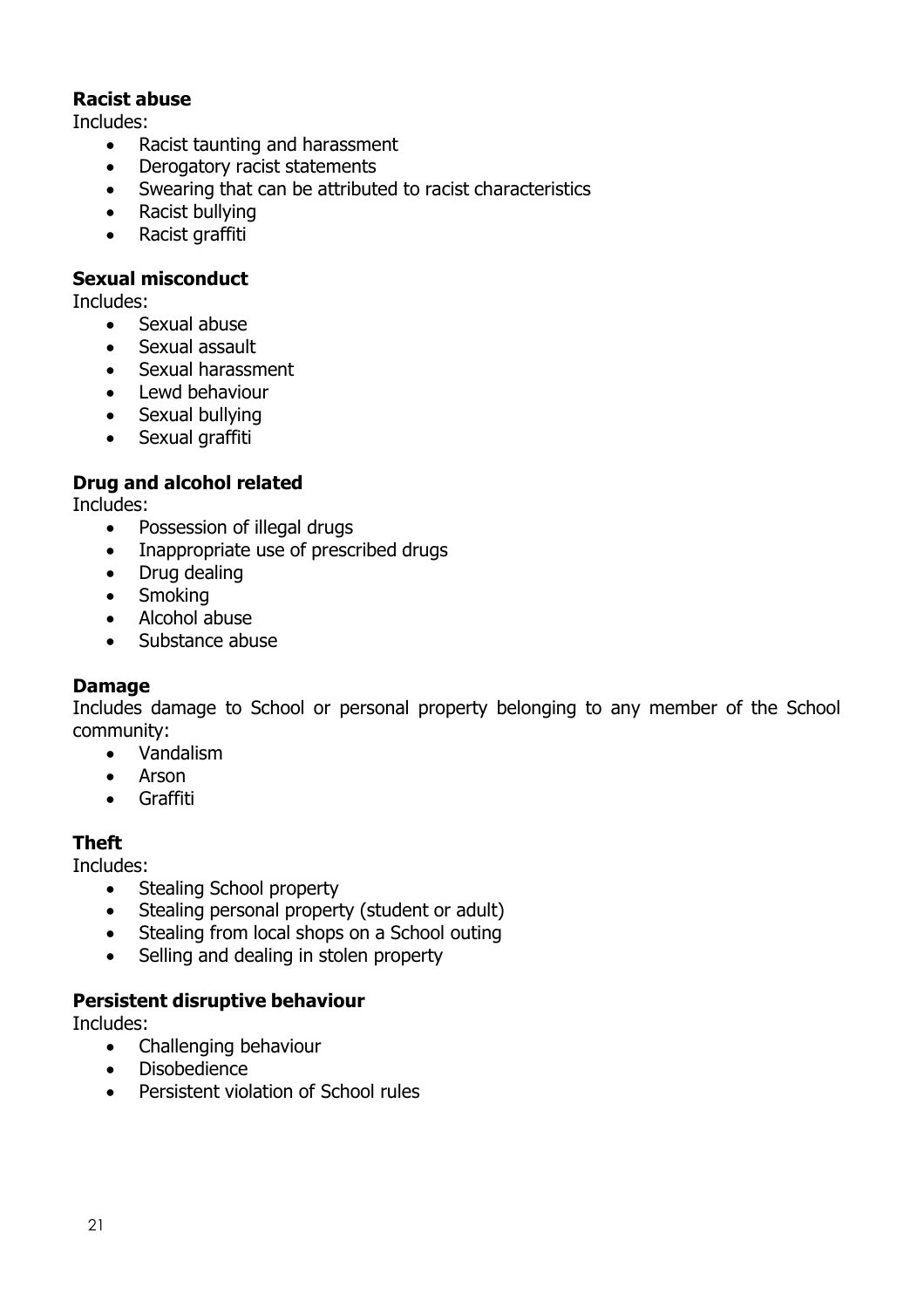**Racist abuse**

Includes:

- Racist taunting and harassment
- Derogatory racist statements
- Swearing that can be attributed to racist characteristics
- Racist bullying
- Racist graffiti

**Sexual misconduct**

Includes:

- Sexual abuse
- Sexual assault
- Sexual harassment
- Lewd behaviour
- Sexual bullying
- Sexual graffiti

**Drug and alcohol related**

Includes:

- Possession of illegal drugs
- Inappropriate use of prescribed drugs
- Drug dealing
- Smoking
- Alcohol abuse
- Substance abuse

**Damage**

Includes damage to School or personal property belonging to any member of the School community:

- Vandalism
- Arson
- Graffiti

**Theft**

Includes:

- Stealing School property
- Stealing personal property (student or adult)
- Stealing from local shops on a School outing
- Selling and dealing in stolen property

**Persistent disruptive behaviour**

Includes:

- Challenging behaviour
- Disobedience
- Persistent violation of School rules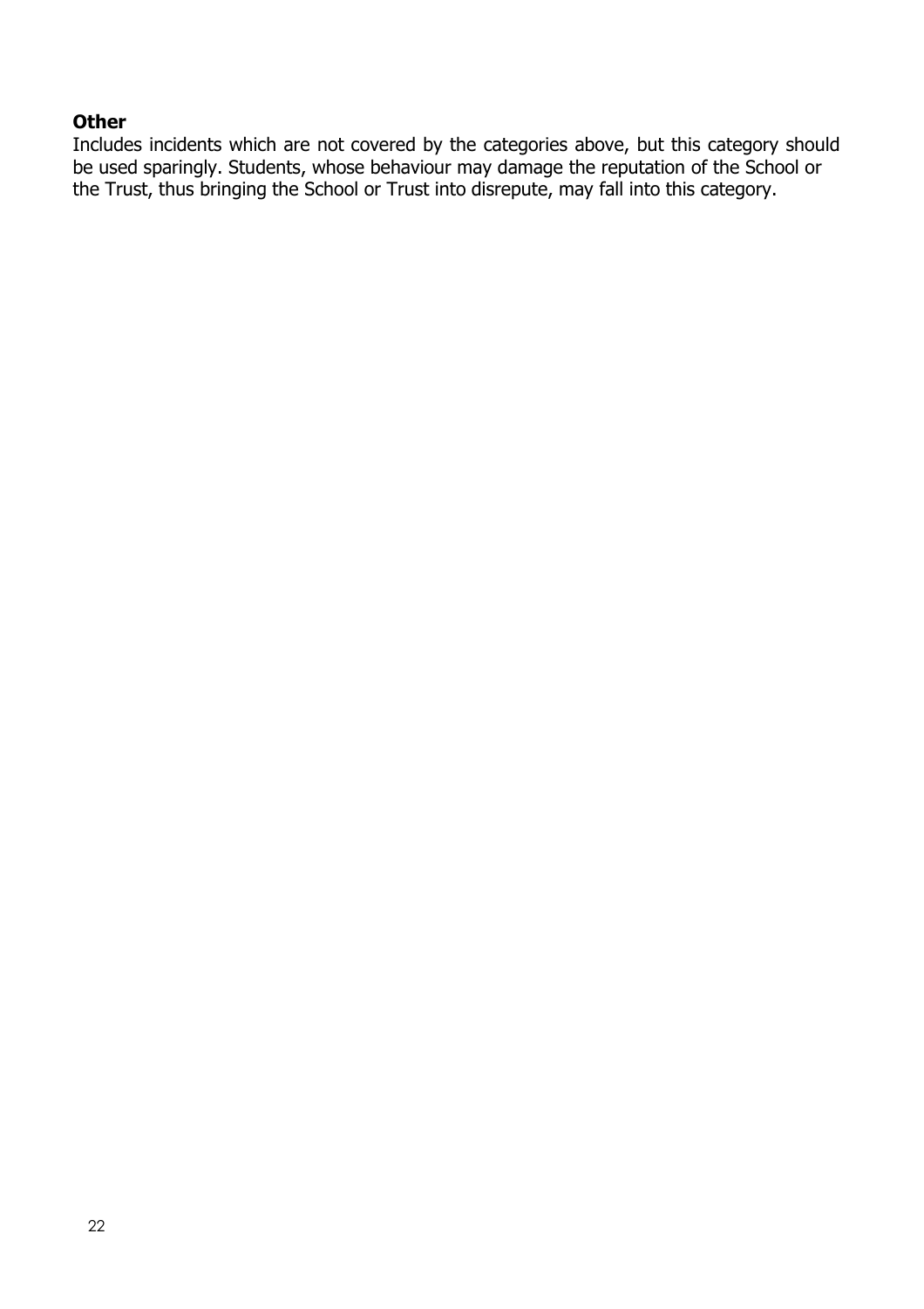**Other**

Includes incidents which are not covered by the categories above, but this category should be used sparingly. Students, whose behaviour may damage the reputation of the School or the Trust, thus bringing the School or Trust into disrepute, may fall into this category.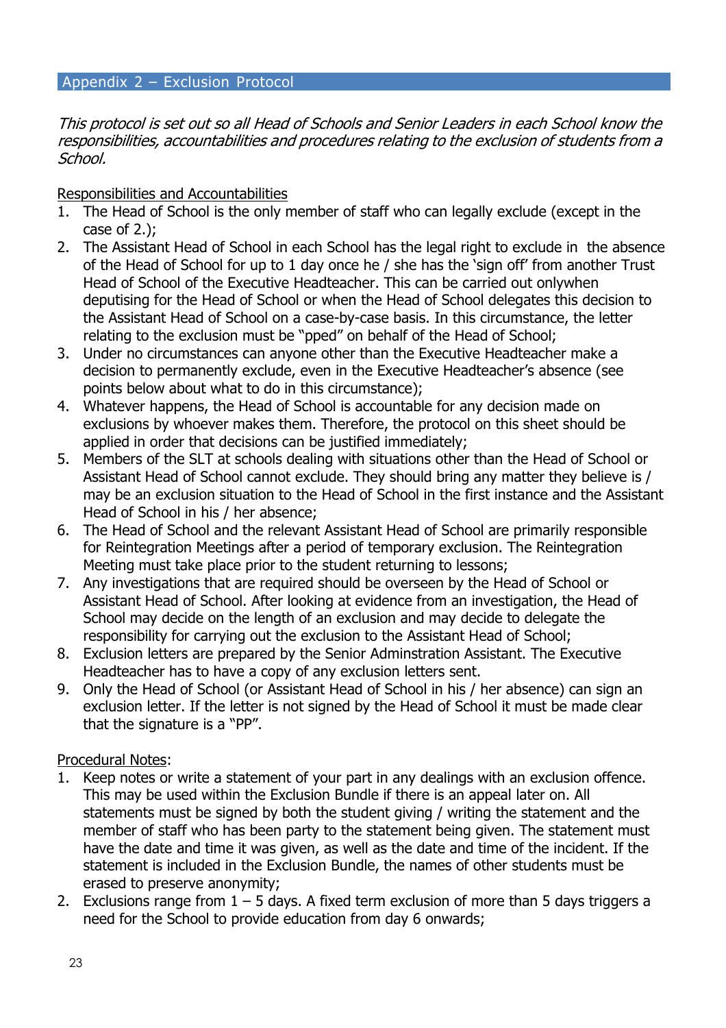## Appendix 2 – Exclusion Protocol

*This protocol is set out so all Head of Schools and Senior Leaders in each School know the responsibilities, accountabilities and procedures relating to the exclusion of students from a School.*

Responsibilities and Accountabilities

1. The Head of School is the only member of staff who can legally exclude (except in the case of 2.);
2. The Assistant Head of School in each School has the legal right to exclude in the absence of the Head of School for up to 1 day once he / she has the 'sign off' from another Trust Head of School of the Executive Headteacher. This can be carried out onlywhen deputising for the Head of School or when the Head of School delegates this decision to the Assistant Head of School on a case-by-case basis. In this circumstance, the letter relating to the exclusion must be "pped" on behalf of the Head of School;
3. Under no circumstances can anyone other than the Executive Headteacher make a decision to permanently exclude, even in the Executive Headteacher's absence (see points below about what to do in this circumstance);
4. Whatever happens, the Head of School is accountable for any decision made on exclusions by whoever makes them. Therefore, the protocol on this sheet should be applied in order that decisions can be justified immediately;
5. Members of the SLT at schools dealing with situations other than the Head of School or Assistant Head of School cannot exclude. They should bring any matter they believe is / may be an exclusion situation to the Head of School in the first instance and the Assistant Head of School in his / her absence;
6. The Head of School and the relevant Assistant Head of School are primarily responsible for Reintegration Meetings after a period of temporary exclusion. The Reintegration Meeting must take place prior to the student returning to lessons;
7. Any investigations that are required should be overseen by the Head of School or Assistant Head of School. After looking at evidence from an investigation, the Head of School may decide on the length of an exclusion and may decide to delegate the responsibility for carrying out the exclusion to the Assistant Head of School;
8. Exclusion letters are prepared by the Senior Adminstration Assistant. The Executive Headteacher has to have a copy of any exclusion letters sent.
9. Only the Head of School (or Assistant Head of School in his / her absence) can sign an exclusion letter. If the letter is not signed by the Head of School it must be made clear that the signature is a "PP".

Procedural Notes:

1. Keep notes or write a statement of your part in any dealings with an exclusion offence. This may be used within the Exclusion Bundle if there is an appeal later on. All statements must be signed by both the student giving / writing the statement and the member of staff who has been party to the statement being given. The statement must have the date and time it was given, as well as the date and time of the incident. If the statement is included in the Exclusion Bundle, the names of other students must be erased to preserve anonymity;
2. Exclusions range from 1 – 5 days. A fixed term exclusion of more than 5 days triggers a need for the School to provide education from day 6 onwards;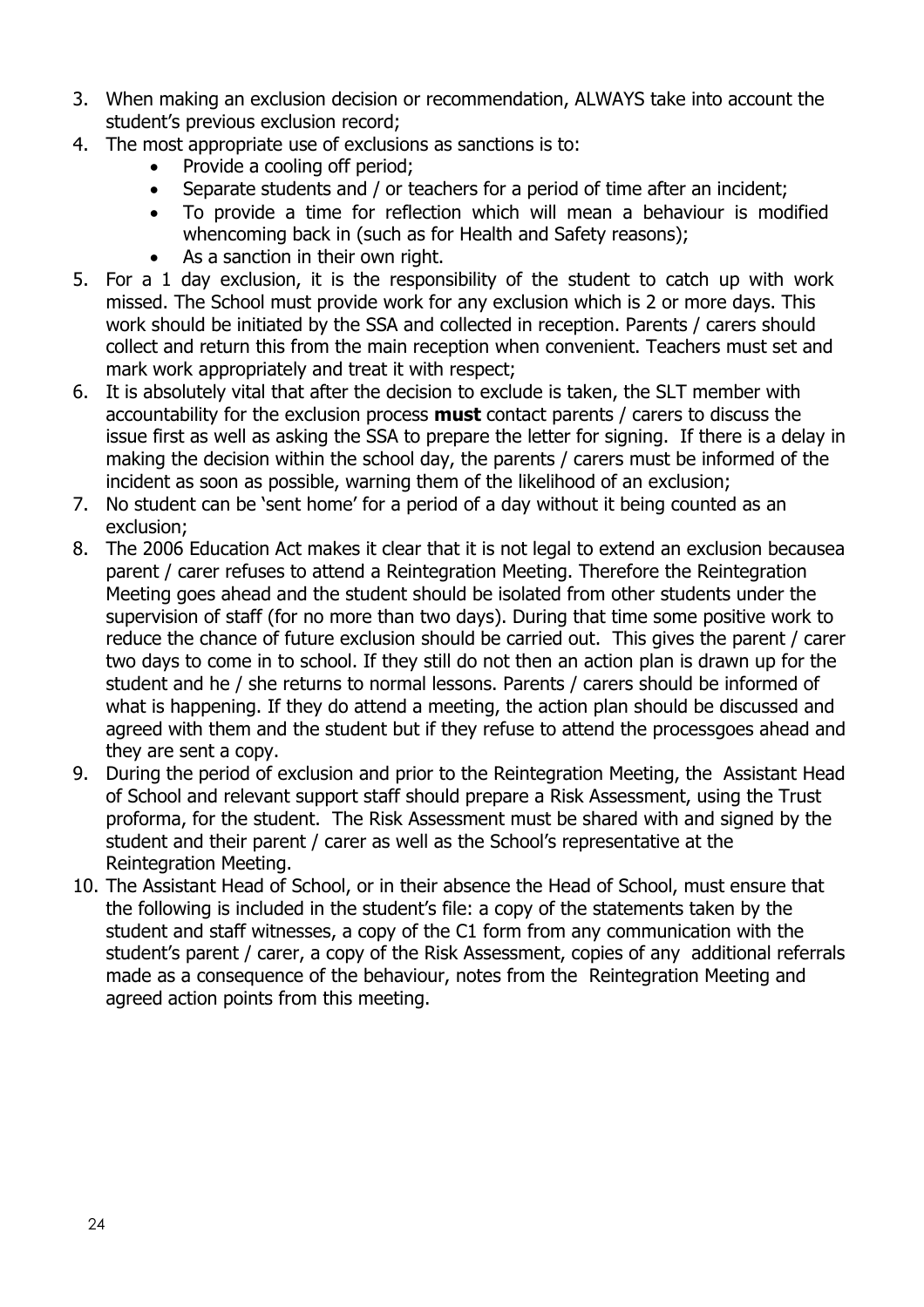3. When making an exclusion decision or recommendation, ALWAYS take into account the student's previous exclusion record;
4. The most appropriate use of exclusions as sanctions is to:
   - Provide a cooling off period;
   - Separate students and / or teachers for a period of time after an incident;
   - To provide a time for reflection which will mean a behaviour is modified whencoming back in (such as for Health and Safety reasons);
   - As a sanction in their own right.
5. For a 1 day exclusion, it is the responsibility of the student to catch up with work missed. The School must provide work for any exclusion which is 2 or more days. This work should be initiated by the SSA and collected in reception. Parents / carers should collect and return this from the main reception when convenient. Teachers must set and mark work appropriately and treat it with respect;
6. It is absolutely vital that after the decision to exclude is taken, the SLT member with accountability for the exclusion process **must** contact parents / carers to discuss the issue first as well as asking the SSA to prepare the letter for signing. If there is a delay in making the decision within the school day, the parents / carers must be informed of the incident as soon as possible, warning them of the likelihood of an exclusion;
7. No student can be 'sent home' for a period of a day without it being counted as an exclusion;
8. The 2006 Education Act makes it clear that it is not legal to extend an exclusion becausea parent / carer refuses to attend a Reintegration Meeting. Therefore the Reintegration Meeting goes ahead and the student should be isolated from other students under the supervision of staff (for no more than two days). During that time some positive work to reduce the chance of future exclusion should be carried out. This gives the parent / carer two days to come in to school. If they still do not then an action plan is drawn up for the student and he / she returns to normal lessons. Parents / carers should be informed of what is happening. If they do attend a meeting, the action plan should be discussed and agreed with them and the student but if they refuse to attend the processgoes ahead and they are sent a copy.
9. During the period of exclusion and prior to the Reintegration Meeting, the Assistant Head of School and relevant support staff should prepare a Risk Assessment, using the Trust proforma, for the student. The Risk Assessment must be shared with and signed by the student and their parent / carer as well as the School's representative at the Reintegration Meeting.
10. The Assistant Head of School, or in their absence the Head of School, must ensure that the following is included in the student's file: a copy of the statements taken by the student and staff witnesses, a copy of the C1 form from any communication with the student's parent / carer, a copy of the Risk Assessment, copies of any additional referrals made as a consequence of the behaviour, notes from the Reintegration Meeting and agreed action points from this meeting.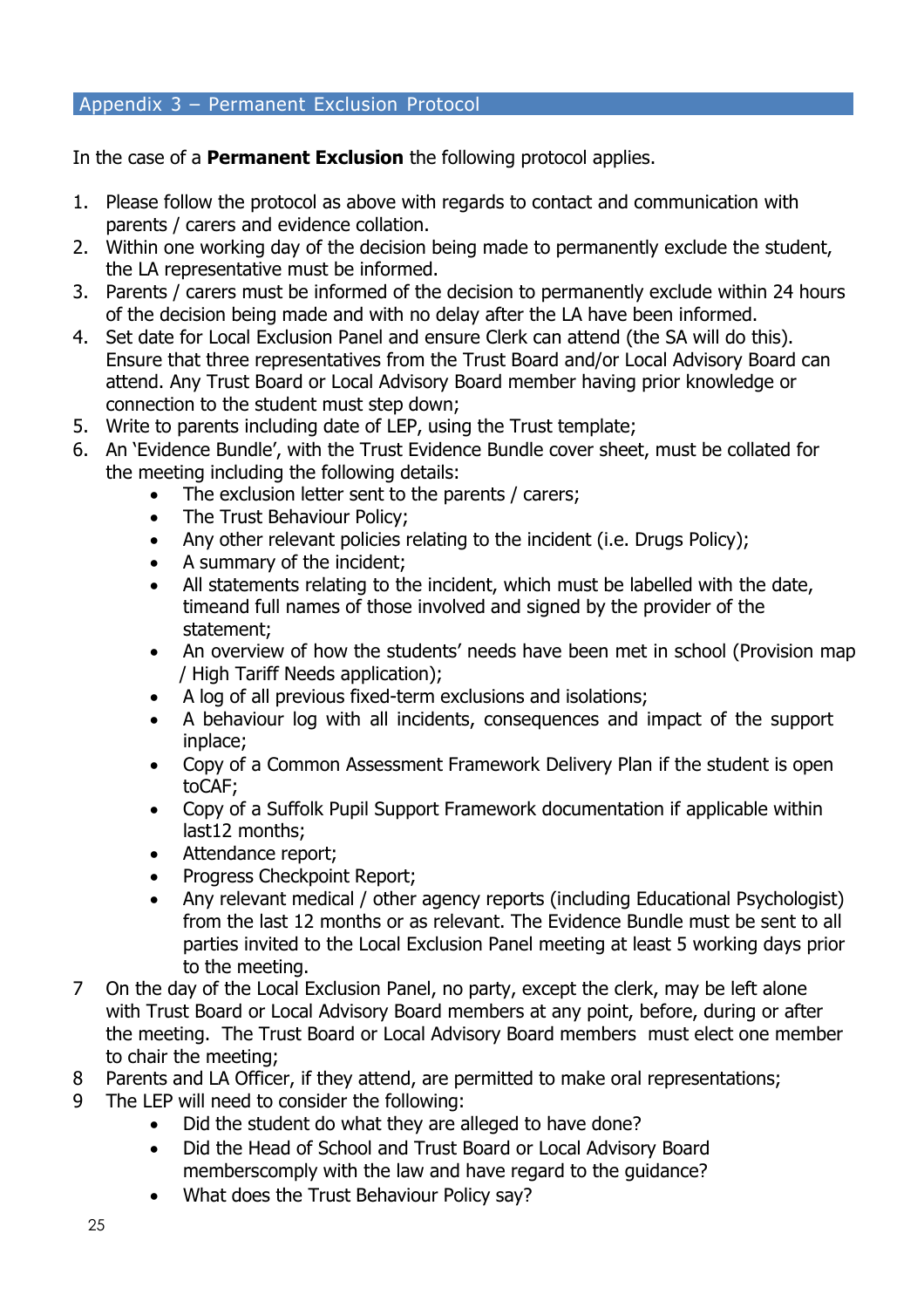## Appendix 3 – Permanent Exclusion Protocol

In the case of a **Permanent Exclusion** the following protocol applies.

1. Please follow the protocol as above with regards to contact and communication with parents / carers and evidence collation.
2. Within one working day of the decision being made to permanently exclude the student, the LA representative must be informed.
3. Parents / carers must be informed of the decision to permanently exclude within 24 hours of the decision being made and with no delay after the LA have been informed.
4. Set date for Local Exclusion Panel and ensure Clerk can attend (the SA will do this). Ensure that three representatives from the Trust Board and/or Local Advisory Board can attend. Any Trust Board or Local Advisory Board member having prior knowledge or connection to the student must step down;
5. Write to parents including date of LEP, using the Trust template;
6. An 'Evidence Bundle', with the Trust Evidence Bundle cover sheet, must be collated for the meeting including the following details:
   - The exclusion letter sent to the parents / carers;
   - The Trust Behaviour Policy;
   - Any other relevant policies relating to the incident (i.e. Drugs Policy);
   - A summary of the incident;
   - All statements relating to the incident, which must be labelled with the date, timeand full names of those involved and signed by the provider of the statement;
   - An overview of how the students' needs have been met in school (Provision map / High Tariff Needs application);
   - A log of all previous fixed-term exclusions and isolations;
   - A behaviour log with all incidents, consequences and impact of the support inplace;
   - Copy of a Common Assessment Framework Delivery Plan if the student is open toCAF;
   - Copy of a Suffolk Pupil Support Framework documentation if applicable within last12 months;
   - Attendance report;
   - Progress Checkpoint Report;
   - Any relevant medical / other agency reports (including Educational Psychologist) from the last 12 months or as relevant. The Evidence Bundle must be sent to all parties invited to the Local Exclusion Panel meeting at least 5 working days prior to the meeting.
7. On the day of the Local Exclusion Panel, no party, except the clerk, may be left alone with Trust Board or Local Advisory Board members at any point, before, during or after the meeting. The Trust Board or Local Advisory Board members must elect one member to chair the meeting;
8. Parents and LA Officer, if they attend, are permitted to make oral representations;
9. The LEP will need to consider the following:
   - Did the student do what they are alleged to have done?
   - Did the Head of School and Trust Board or Local Advisory Board memberscomply with the law and have regard to the guidance?
   - What does the Trust Behaviour Policy say?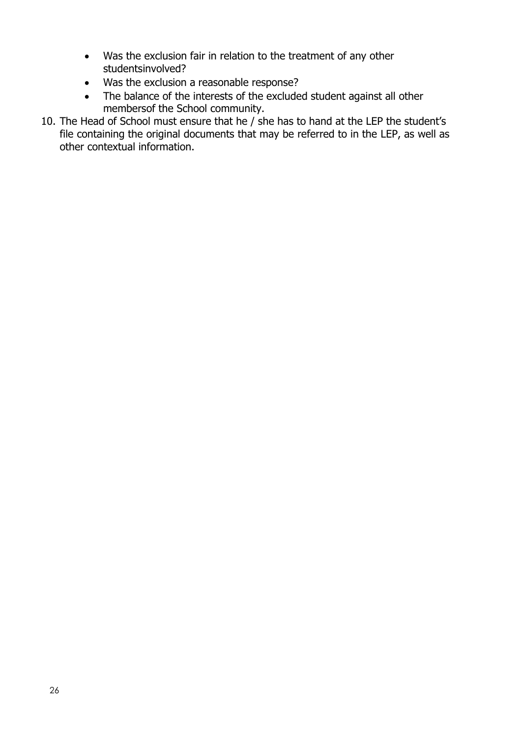- Was the exclusion fair in relation to the treatment of any other studentsinvolved?
- Was the exclusion a reasonable response?
- The balance of the interests of the excluded student against all other membersof the School community.

10. The Head of School must ensure that he / she has to hand at the LEP the student's file containing the original documents that may be referred to in the LEP, as well as other contextual information.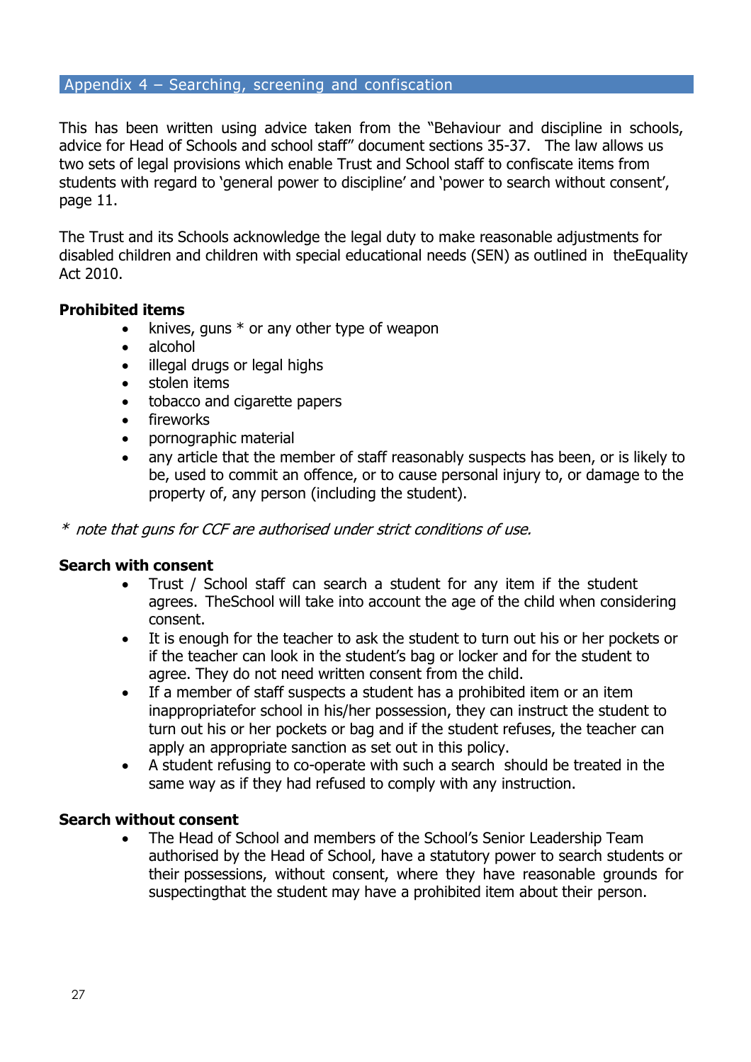## Appendix 4 – Searching, screening and confiscation

This has been written using advice taken from the "Behaviour and discipline in schools, advice for Head of Schools and school staff" document sections 35-37. The law allows us two sets of legal provisions which enable Trust and School staff to confiscate items from students with regard to 'general power to discipline' and 'power to search without consent', page 11.

The Trust and its Schools acknowledge the legal duty to make reasonable adjustments for disabled children and children with special educational needs (SEN) as outlined in theEquality Act 2010.

**Prohibited items**

- knives, guns * or any other type of weapon
- alcohol
- illegal drugs or legal highs
- stolen items
- tobacco and cigarette papers
- fireworks
- pornographic material
- any article that the member of staff reasonably suspects has been, or is likely to be, used to commit an offence, or to cause personal injury to, or damage to the property of, any person (including the student).

*\* note that guns for CCF are authorised under strict conditions of use.*

**Search with consent**

- Trust / School staff can search a student for any item if the student agrees. TheSchool will take into account the age of the child when considering consent.
- It is enough for the teacher to ask the student to turn out his or her pockets or if the teacher can look in the student's bag or locker and for the student to agree. They do not need written consent from the child.
- If a member of staff suspects a student has a prohibited item or an item inappropriatefor school in his/her possession, they can instruct the student to turn out his or her pockets or bag and if the student refuses, the teacher can apply an appropriate sanction as set out in this policy.
- A student refusing to co-operate with such a search should be treated in the same way as if they had refused to comply with any instruction.

**Search without consent**

- The Head of School and members of the School's Senior Leadership Team authorised by the Head of School, have a statutory power to search students or their possessions, without consent, where they have reasonable grounds for suspectingthat the student may have a prohibited item about their person.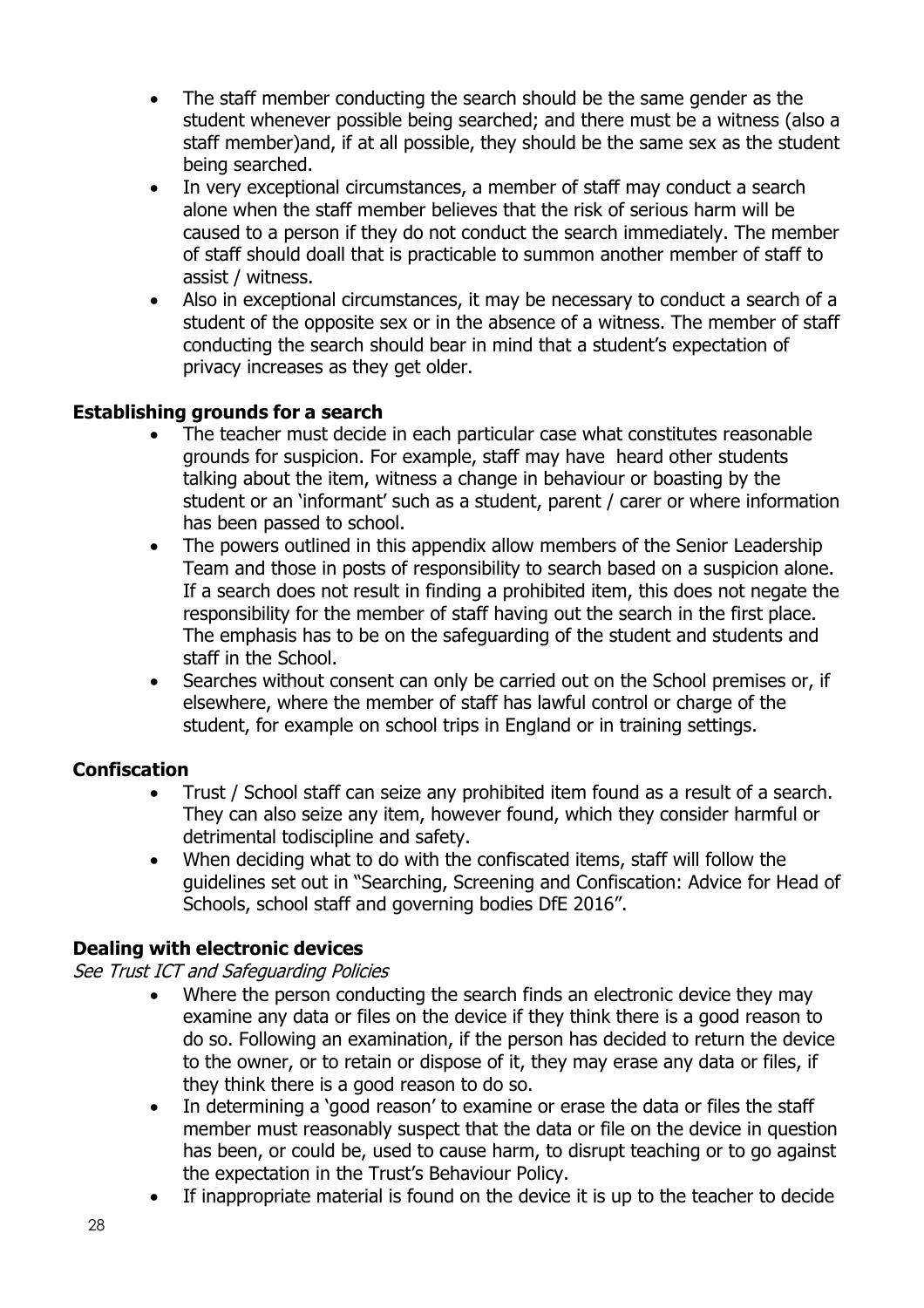- The staff member conducting the search should be the same gender as the student whenever possible being searched; and there must be a witness (also a staff member)and, if at all possible, they should be the same sex as the student being searched.
- In very exceptional circumstances, a member of staff may conduct a search alone when the staff member believes that the risk of serious harm will be caused to a person if they do not conduct the search immediately. The member of staff should doall that is practicable to summon another member of staff to assist / witness.
- Also in exceptional circumstances, it may be necessary to conduct a search of a student of the opposite sex or in the absence of a witness. The member of staff conducting the search should bear in mind that a student's expectation of privacy increases as they get older.

### Establishing grounds for a search

- The teacher must decide in each particular case what constitutes reasonable grounds for suspicion. For example, staff may have heard other students talking about the item, witness a change in behaviour or boasting by the student or an 'informant' such as a student, parent / carer or where information has been passed to school.
- The powers outlined in this appendix allow members of the Senior Leadership Team and those in posts of responsibility to search based on a suspicion alone. If a search does not result in finding a prohibited item, this does not negate the responsibility for the member of staff having out the search in the first place. The emphasis has to be on the safeguarding of the student and students and staff in the School.
- Searches without consent can only be carried out on the School premises or, if elsewhere, where the member of staff has lawful control or charge of the student, for example on school trips in England or in training settings.

### Confiscation

- Trust / School staff can seize any prohibited item found as a result of a search. They can also seize any item, however found, which they consider harmful or detrimental todiscipline and safety.
- When deciding what to do with the confiscated items, staff will follow the guidelines set out in "Searching, Screening and Confiscation: Advice for Head of Schools, school staff and governing bodies DfE 2016".

### Dealing with electronic devices

*See Trust ICT and Safeguarding Policies*

- Where the person conducting the search finds an electronic device they may examine any data or files on the device if they think there is a good reason to do so. Following an examination, if the person has decided to return the device to the owner, or to retain or dispose of it, they may erase any data or files, if they think there is a good reason to do so.
- In determining a 'good reason' to examine or erase the data or files the staff member must reasonably suspect that the data or file on the device in question has been, or could be, used to cause harm, to disrupt teaching or to go against the expectation in the Trust's Behaviour Policy.
- If inappropriate material is found on the device it is up to the teacher to decide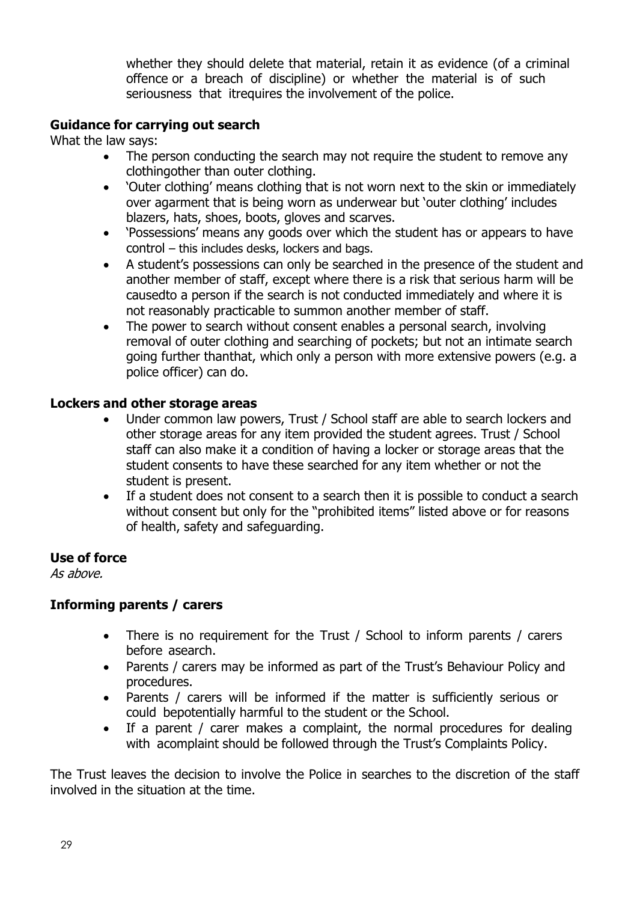whether they should delete that material, retain it as evidence (of a criminal offence or a breach of discipline) or whether the material is of such seriousness that itrequires the involvement of the police.

**Guidance for carrying out search**

What the law says:

- The person conducting the search may not require the student to remove any clothingother than outer clothing.
- 'Outer clothing' means clothing that is not worn next to the skin or immediately over agarment that is being worn as underwear but 'outer clothing' includes blazers, hats, shoes, boots, gloves and scarves.
- 'Possessions' means any goods over which the student has or appears to have control – this includes desks, lockers and bags.
- A student's possessions can only be searched in the presence of the student and another member of staff, except where there is a risk that serious harm will be causedto a person if the search is not conducted immediately and where it is not reasonably practicable to summon another member of staff.
- The power to search without consent enables a personal search, involving removal of outer clothing and searching of pockets; but not an intimate search going further thanthat, which only a person with more extensive powers (e.g. a police officer) can do.

**Lockers and other storage areas**

- Under common law powers, Trust / School staff are able to search lockers and other storage areas for any item provided the student agrees. Trust / School staff can also make it a condition of having a locker or storage areas that the student consents to have these searched for any item whether or not the student is present.
- If a student does not consent to a search then it is possible to conduct a search without consent but only for the "prohibited items" listed above or for reasons of health, safety and safeguarding.

**Use of force**

*As above.*

**Informing parents / carers**

- There is no requirement for the Trust / School to inform parents / carers before asearch.
- Parents / carers may be informed as part of the Trust's Behaviour Policy and procedures.
- Parents / carers will be informed if the matter is sufficiently serious or could bepotentially harmful to the student or the School.
- If a parent / carer makes a complaint, the normal procedures for dealing with acomplaint should be followed through the Trust's Complaints Policy.

The Trust leaves the decision to involve the Police in searches to the discretion of the staff involved in the situation at the time.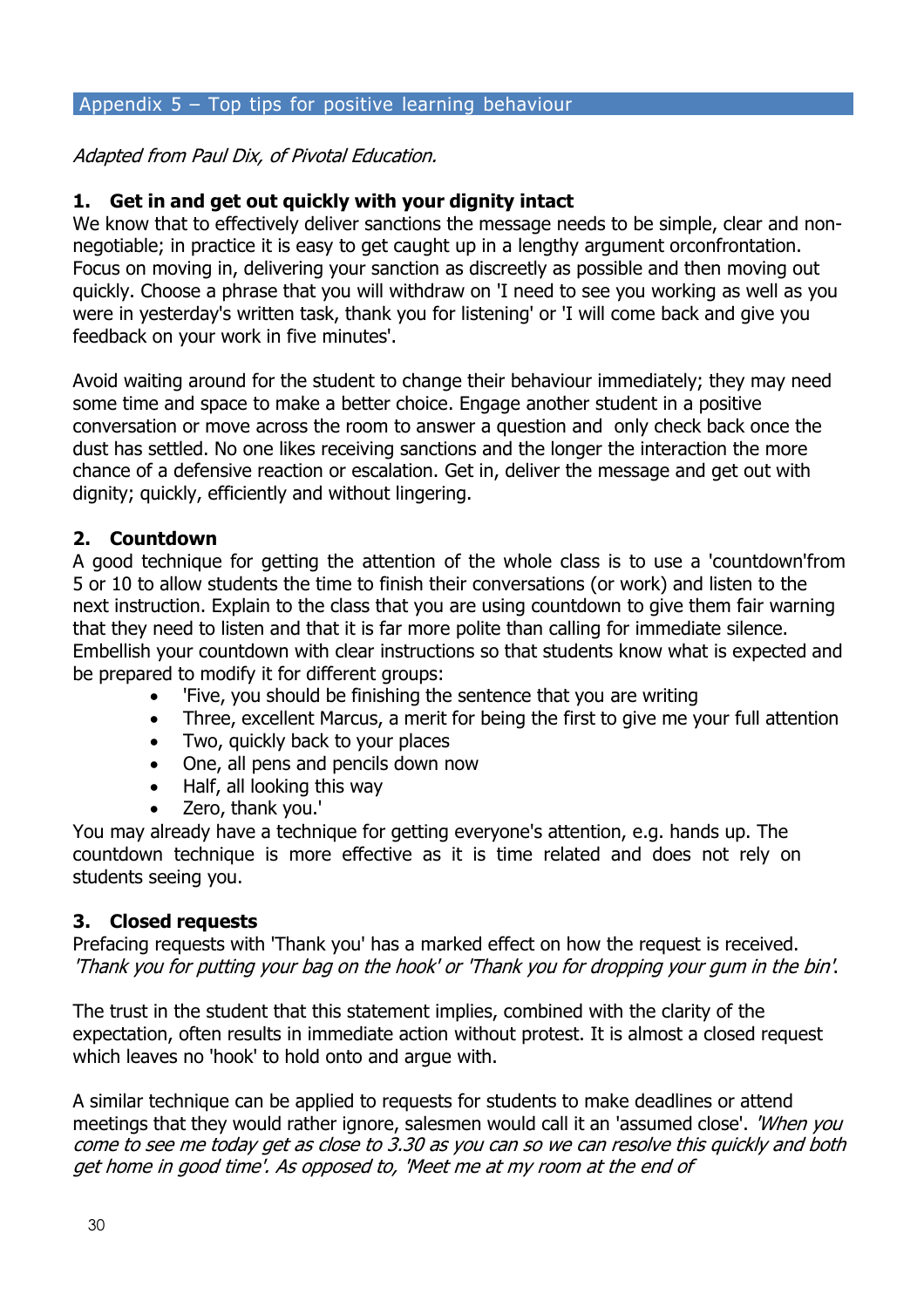## Appendix 5 – Top tips for positive learning behaviour

*Adapted from Paul Dix, of Pivotal Education.*

### 1. Get in and get out quickly with your dignity intact

We know that to effectively deliver sanctions the message needs to be simple, clear and non-negotiable; in practice it is easy to get caught up in a lengthy argument orconfrontation. Focus on moving in, delivering your sanction as discreetly as possible and then moving out quickly. Choose a phrase that you will withdraw on 'I need to see you working as well as you were in yesterday's written task, thank you for listening' or 'I will come back and give you feedback on your work in five minutes'.

Avoid waiting around for the student to change their behaviour immediately; they may need some time and space to make a better choice. Engage another student in a positive conversation or move across the room to answer a question and only check back once the dust has settled. No one likes receiving sanctions and the longer the interaction the more chance of a defensive reaction or escalation. Get in, deliver the message and get out with dignity; quickly, efficiently and without lingering.

### 2. Countdown

A good technique for getting the attention of the whole class is to use a 'countdown'from 5 or 10 to allow students the time to finish their conversations (or work) and listen to the next instruction. Explain to the class that you are using countdown to give them fair warning that they need to listen and that it is far more polite than calling for immediate silence. Embellish your countdown with clear instructions so that students know what is expected and be prepared to modify it for different groups:

- 'Five, you should be finishing the sentence that you are writing
- Three, excellent Marcus, a merit for being the first to give me your full attention
- Two, quickly back to your places
- One, all pens and pencils down now
- Half, all looking this way
- Zero, thank you.'

You may already have a technique for getting everyone's attention, e.g. hands up. The countdown technique is more effective as it is time related and does not rely on students seeing you.

### 3. Closed requests

Prefacing requests with 'Thank you' has a marked effect on how the request is received. *'Thank you for putting your bag on the hook' or 'Thank you for dropping your gum in the bin'.*

The trust in the student that this statement implies, combined with the clarity of the expectation, often results in immediate action without protest. It is almost a closed request which leaves no 'hook' to hold onto and argue with.

A similar technique can be applied to requests for students to make deadlines or attend meetings that they would rather ignore, salesmen would call it an 'assumed close'. *'When you come to see me today get as close to 3.30 as you can so we can resolve this quickly and both get home in good time'. As opposed to, 'Meet me at my room at the end of*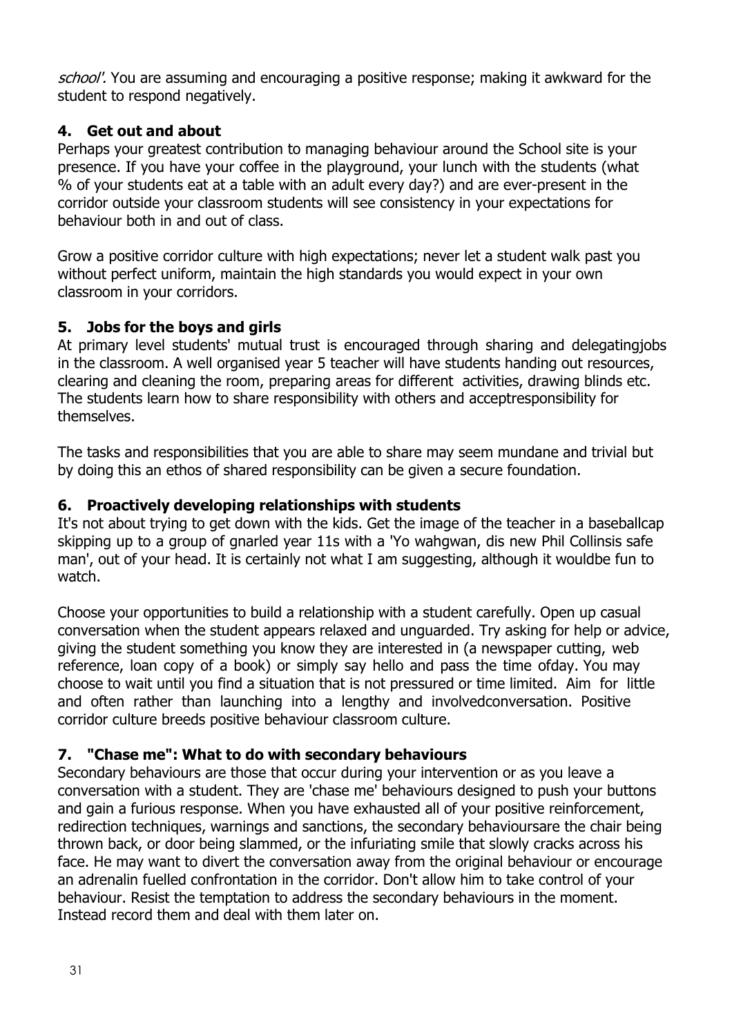*school'*. You are assuming and encouraging a positive response; making it awkward for the student to respond negatively.

### 4. Get out and about

Perhaps your greatest contribution to managing behaviour around the School site is your presence. If you have your coffee in the playground, your lunch with the students (what % of your students eat at a table with an adult every day?) and are ever-present in the corridor outside your classroom students will see consistency in your expectations for behaviour both in and out of class.

Grow a positive corridor culture with high expectations; never let a student walk past you without perfect uniform, maintain the high standards you would expect in your own classroom in your corridors.

### 5. Jobs for the boys and girls

At primary level students' mutual trust is encouraged through sharing and delegatingjobs in the classroom. A well organised year 5 teacher will have students handing out resources, clearing and cleaning the room, preparing areas for different activities, drawing blinds etc. The students learn how to share responsibility with others and acceptresponsibility for themselves.

The tasks and responsibilities that you are able to share may seem mundane and trivial but by doing this an ethos of shared responsibility can be given a secure foundation.

### 6. Proactively developing relationships with students

It's not about trying to get down with the kids. Get the image of the teacher in a baseballcap skipping up to a group of gnarled year 11s with a 'Yo wahgwan, dis new Phil Collinsis safe man', out of your head. It is certainly not what I am suggesting, although it wouldbe fun to watch.

Choose your opportunities to build a relationship with a student carefully. Open up casual conversation when the student appears relaxed and unguarded. Try asking for help or advice, giving the student something you know they are interested in (a newspaper cutting, web reference, loan copy of a book) or simply say hello and pass the time ofday. You may choose to wait until you find a situation that is not pressured or time limited. Aim for little and often rather than launching into a lengthy and involvedconversation. Positive corridor culture breeds positive behaviour classroom culture.

### 7. "Chase me": What to do with secondary behaviours

Secondary behaviours are those that occur during your intervention or as you leave a conversation with a student. They are 'chase me' behaviours designed to push your buttons and gain a furious response. When you have exhausted all of your positive reinforcement, redirection techniques, warnings and sanctions, the secondary behavioursare the chair being thrown back, or door being slammed, or the infuriating smile that slowly cracks across his face. He may want to divert the conversation away from the original behaviour or encourage an adrenalin fuelled confrontation in the corridor. Don't allow him to take control of your behaviour. Resist the temptation to address the secondary behaviours in the moment. Instead record them and deal with them later on.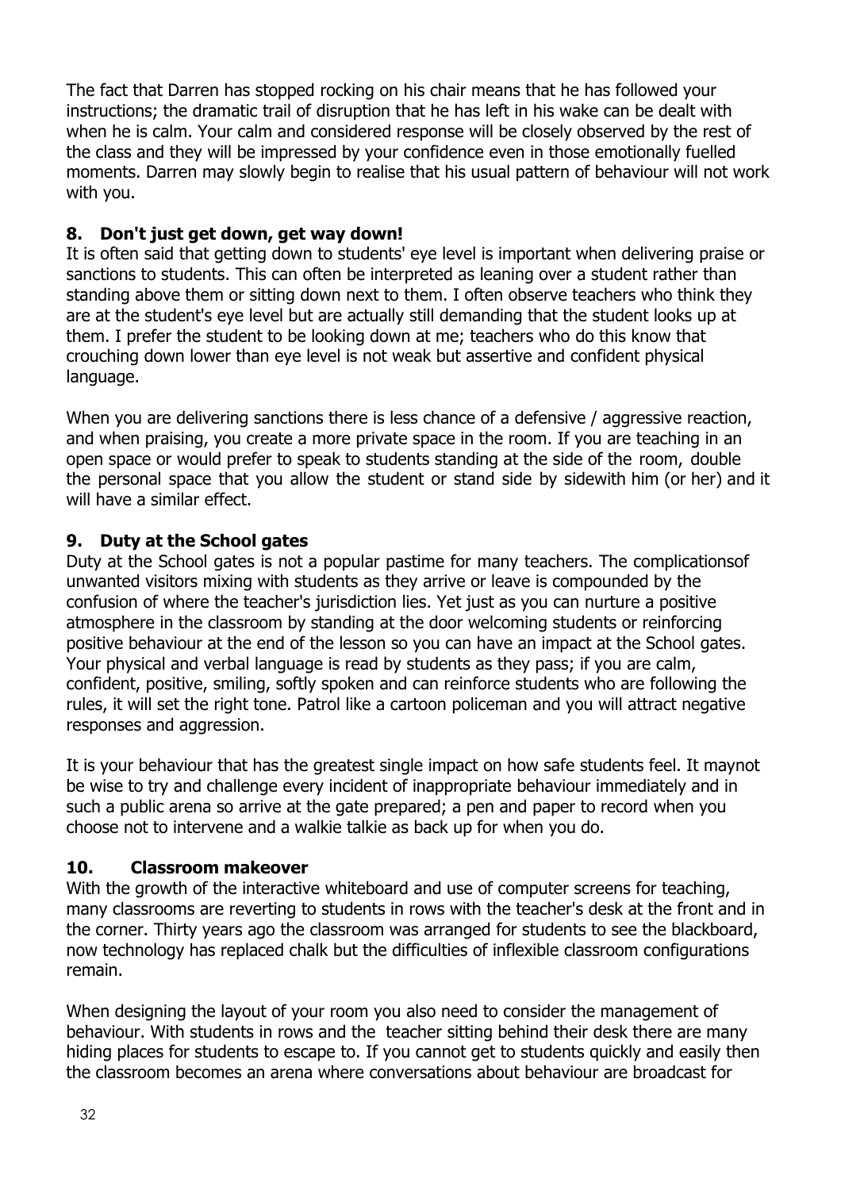The fact that Darren has stopped rocking on his chair means that he has followed your instructions; the dramatic trail of disruption that he has left in his wake can be dealt with when he is calm. Your calm and considered response will be closely observed by the rest of the class and they will be impressed by your confidence even in those emotionally fuelled moments. Darren may slowly begin to realise that his usual pattern of behaviour will not work with you.

### 8. Don't just get down, get way down!

It is often said that getting down to students' eye level is important when delivering praise or sanctions to students. This can often be interpreted as leaning over a student rather than standing above them or sitting down next to them. I often observe teachers who think they are at the student's eye level but are actually still demanding that the student looks up at them. I prefer the student to be looking down at me; teachers who do this know that crouching down lower than eye level is not weak but assertive and confident physical language.

When you are delivering sanctions there is less chance of a defensive / aggressive reaction, and when praising, you create a more private space in the room. If you are teaching in an open space or would prefer to speak to students standing at the side of the room, double the personal space that you allow the student or stand side by sidewith him (or her) and it will have a similar effect.

### 9. Duty at the School gates

Duty at the School gates is not a popular pastime for many teachers. The complicationsof unwanted visitors mixing with students as they arrive or leave is compounded by the confusion of where the teacher's jurisdiction lies. Yet just as you can nurture a positive atmosphere in the classroom by standing at the door welcoming students or reinforcing positive behaviour at the end of the lesson so you can have an impact at the School gates. Your physical and verbal language is read by students as they pass; if you are calm, confident, positive, smiling, softly spoken and can reinforce students who are following the rules, it will set the right tone. Patrol like a cartoon policeman and you will attract negative responses and aggression.

It is your behaviour that has the greatest single impact on how safe students feel. It maynot be wise to try and challenge every incident of inappropriate behaviour immediately and in such a public arena so arrive at the gate prepared; a pen and paper to record when you choose not to intervene and a walkie talkie as back up for when you do.

### 10. Classroom makeover

With the growth of the interactive whiteboard and use of computer screens for teaching, many classrooms are reverting to students in rows with the teacher's desk at the front and in the corner. Thirty years ago the classroom was arranged for students to see the blackboard, now technology has replaced chalk but the difficulties of inflexible classroom configurations remain.

When designing the layout of your room you also need to consider the management of behaviour. With students in rows and the teacher sitting behind their desk there are many hiding places for students to escape to. If you cannot get to students quickly and easily then the classroom becomes an arena where conversations about behaviour are broadcast for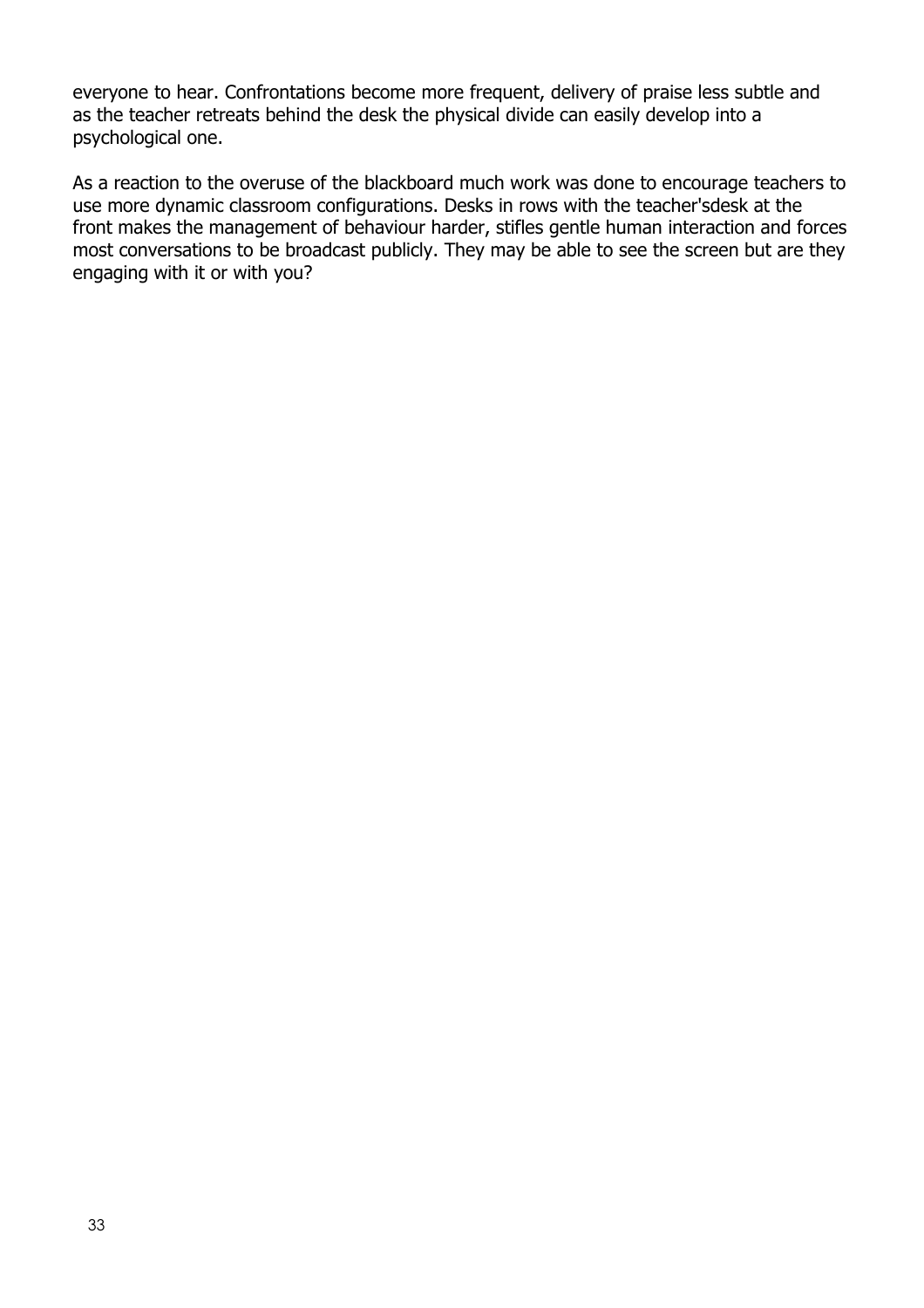everyone to hear. Confrontations become more frequent, delivery of praise less subtle and as the teacher retreats behind the desk the physical divide can easily develop into a psychological one.

As a reaction to the overuse of the blackboard much work was done to encourage teachers to use more dynamic classroom configurations. Desks in rows with the teacher'sdesk at the front makes the management of behaviour harder, stifles gentle human interaction and forces most conversations to be broadcast publicly. They may be able to see the screen but are they engaging with it or with you?